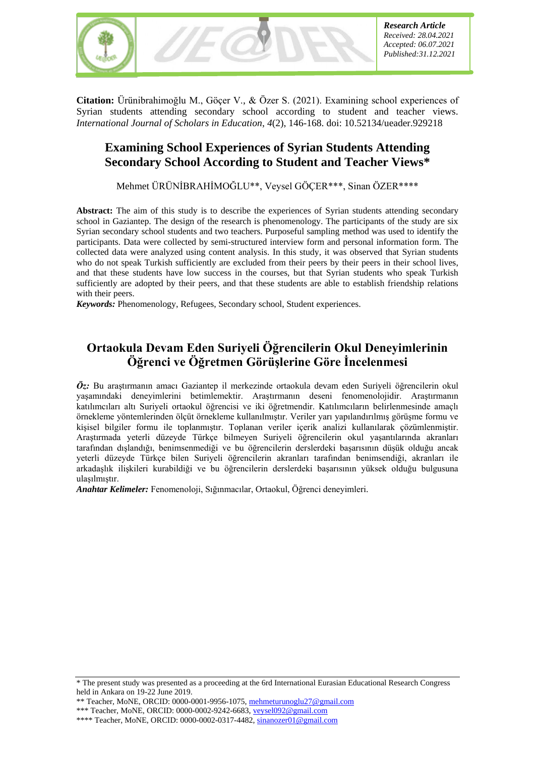*Research Article*
*Received: 28.04.2021*
*Accepted: 06.07.2021*
*Published:31.12.2021*

**Citation:** Ürünibrahimoğlu M., Göçer V., & Özer S. (2021). Examining school experiences of Syrian students attending secondary school according to student and teacher views. *International Journal of Scholars in Education*, *4*(2), 146-168. doi: 10.52134/ueader.929218

# Examining School Experiences of Syrian Students Attending Secondary School According to Student and Teacher Views*

Mehmet ÜRÜNİBRAHİMOĞLU**, Veysel GÖÇER***, Sinan ÖZER****

**Abstract:** The aim of this study is to describe the experiences of Syrian students attending secondary school in Gaziantep. The design of the research is phenomenology. The participants of the study are six Syrian secondary school students and two teachers. Purposeful sampling method was used to identify the participants. Data were collected by semi-structured interview form and personal information form. The collected data were analyzed using content analysis. In this study, it was observed that Syrian students who do not speak Turkish sufficiently are excluded from their peers by their peers in their school lives, and that these students have low success in the courses, but that Syrian students who speak Turkish sufficiently are adopted by their peers, and that these students are able to establish friendship relations with their peers.

***Keywords:*** Phenomenology, Refugees, Secondary school, Student experiences.

# Ortaokula Devam Eden Suriyeli Öğrencilerin Okul Deneyimlerinin Öğrenci ve Öğretmen Görüşlerine Göre İncelenmesi

***Öz:*** Bu araştırmanın amacı Gaziantep il merkezinde ortaokula devam eden Suriyeli öğrencilerin okul yaşamındaki deneyimlerini betimlemektir. Araştırmanın deseni fenomenolojidir. Araştırmanın katılımcıları altı Suriyeli ortaokul öğrencisi ve iki öğretmendir. Katılımcıların belirlenmesinde amaçlı örnekleme yöntemlerinden ölçüt örnekleme kullanılmıştır. Veriler yarı yapılandırılmış görüşme formu ve kişisel bilgiler formu ile toplanmıştır. Toplanan veriler içerik analizi kullanılarak çözümlenmiştir. Araştırmada yeterli düzeyde Türkçe bilmeyen Suriyeli öğrencilerin okul yaşantılarında akranları tarafından dışlandığı, benimsenmediği ve bu öğrencilerin derslerdeki başarısının düşük olduğu ancak yeterli düzeyde Türkçe bilen Suriyeli öğrencilerin akranları tarafından benimsendiği, akranları ile arkadaşlık ilişkileri kurabildiği ve bu öğrencilerin derslerdeki başarısının yüksek olduğu bulgusuna ulaşılmıştır.

***Anahtar Kelimeler:*** Fenomenoloji, Sığınmacılar, Ortaokul, Öğrenci deneyimleri.

---

* The present study was presented as a proceeding at the 6rd International Eurasian Educational Research Congress held in Ankara on 19-22 June 2019.

** Teacher, MoNE, ORCID: 0000-0001-9956-1075, mehmeturunoglu27@gmail.com

*** Teacher, MoNE, ORCID: 0000-0002-9242-6683, veysel092@gmail.com

**** Teacher, MoNE, ORCID: 0000-0002-0317-4482, sinanozer01@gmail.com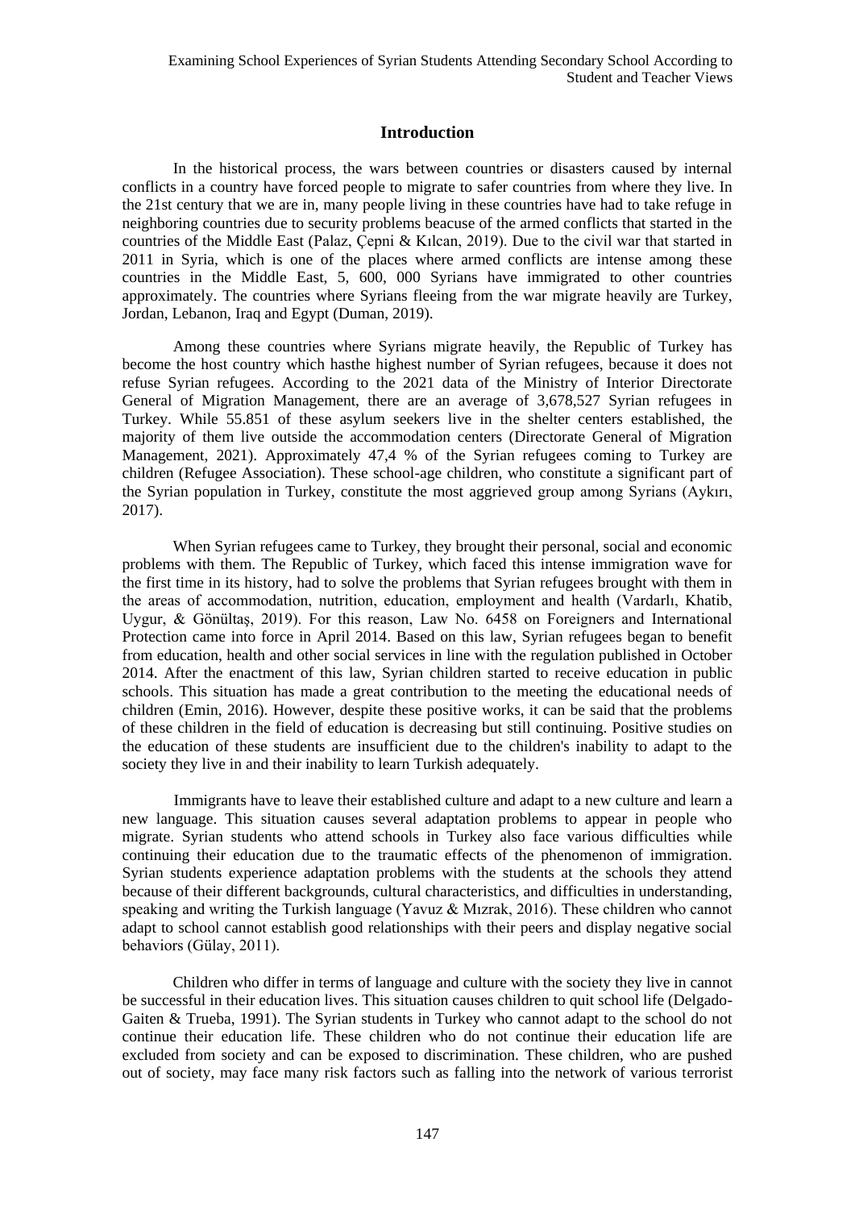## Introduction

In the historical process, the wars between countries or disasters caused by internal conflicts in a country have forced people to migrate to safer countries from where they live. In the 21st century that we are in, many people living in these countries have had to take refuge in neighboring countries due to security problems beacuse of the armed conflicts that started in the countries of the Middle East (Palaz, Çepni & Kılcan, 2019). Due to the civil war that started in 2011 in Syria, which is one of the places where armed conflicts are intense among these countries in the Middle East, 5, 600, 000 Syrians have immigrated to other countries approximately. The countries where Syrians fleeing from the war migrate heavily are Turkey, Jordan, Lebanon, Iraq and Egypt (Duman, 2019).

Among these countries where Syrians migrate heavily, the Republic of Turkey has become the host country which hasthe highest number of Syrian refugees, because it does not refuse Syrian refugees. According to the 2021 data of the Ministry of Interior Directorate General of Migration Management, there are an average of 3,678,527 Syrian refugees in Turkey. While 55.851 of these asylum seekers live in the shelter centers established, the majority of them live outside the accommodation centers (Directorate General of Migration Management, 2021). Approximately 47,4 % of the Syrian refugees coming to Turkey are children (Refugee Association). These school-age children, who constitute a significant part of the Syrian population in Turkey, constitute the most aggrieved group among Syrians (Aykırı, 2017).

When Syrian refugees came to Turkey, they brought their personal, social and economic problems with them. The Republic of Turkey, which faced this intense immigration wave for the first time in its history, had to solve the problems that Syrian refugees brought with them in the areas of accommodation, nutrition, education, employment and health (Vardarlı, Khatib, Uygur, & Gönültaş, 2019). For this reason, Law No. 6458 on Foreigners and International Protection came into force in April 2014. Based on this law, Syrian refugees began to benefit from education, health and other social services in line with the regulation published in October 2014. After the enactment of this law, Syrian children started to receive education in public schools. This situation has made a great contribution to the meeting the educational needs of children (Emin, 2016). However, despite these positive works, it can be said that the problems of these children in the field of education is decreasing but still continuing. Positive studies on the education of these students are insufficient due to the children's inability to adapt to the society they live in and their inability to learn Turkish adequately.

Immigrants have to leave their established culture and adapt to a new culture and learn a new language. This situation causes several adaptation problems to appear in people who migrate. Syrian students who attend schools in Turkey also face various difficulties while continuing their education due to the traumatic effects of the phenomenon of immigration. Syrian students experience adaptation problems with the students at the schools they attend because of their different backgrounds, cultural characteristics, and difficulties in understanding, speaking and writing the Turkish language (Yavuz & Mızrak, 2016). These children who cannot adapt to school cannot establish good relationships with their peers and display negative social behaviors (Gülay, 2011).

Children who differ in terms of language and culture with the society they live in cannot be successful in their education lives. This situation causes children to quit school life (Delgado-Gaiten & Trueba, 1991). The Syrian students in Turkey who cannot adapt to the school do not continue their education life. These children who do not continue their education life are excluded from society and can be exposed to discrimination. These children, who are pushed out of society, may face many risk factors such as falling into the network of various terrorist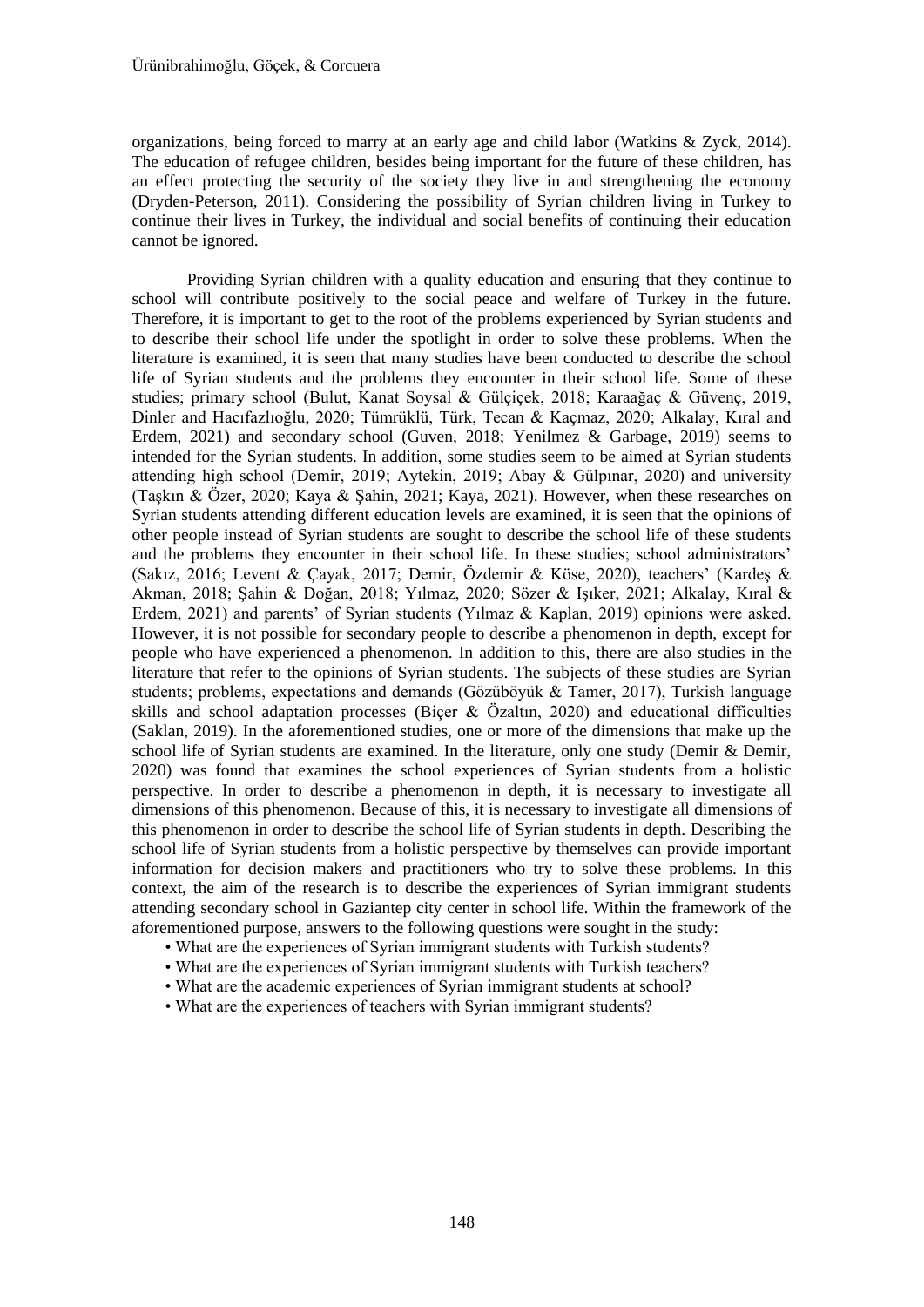organizations, being forced to marry at an early age and child labor (Watkins & Zyck, 2014). The education of refugee children, besides being important for the future of these children, has an effect protecting the security of the society they live in and strengthening the economy (Dryden-Peterson, 2011). Considering the possibility of Syrian children living in Turkey to continue their lives in Turkey, the individual and social benefits of continuing their education cannot be ignored.

Providing Syrian children with a quality education and ensuring that they continue to school will contribute positively to the social peace and welfare of Turkey in the future. Therefore, it is important to get to the root of the problems experienced by Syrian students and to describe their school life under the spotlight in order to solve these problems. When the literature is examined, it is seen that many studies have been conducted to describe the school life of Syrian students and the problems they encounter in their school life. Some of these studies; primary school (Bulut, Kanat Soysal & Gülçiçek, 2018; Karaağaç & Güvenç, 2019, Dinler and Hacıfazlıoğlu, 2020; Tümrüklü, Türk, Tecan & Kaçmaz, 2020; Alkalay, Kıral and Erdem, 2021) and secondary school (Guven, 2018; Yenilmez & Garbage, 2019) seems to intended for the Syrian students. In addition, some studies seem to be aimed at Syrian students attending high school (Demir, 2019; Aytekin, 2019; Abay & Gülpınar, 2020) and university (Taşkın & Özer, 2020; Kaya & Şahin, 2021; Kaya, 2021). However, when these researches on Syrian students attending different education levels are examined, it is seen that the opinions of other people instead of Syrian students are sought to describe the school life of these students and the problems they encounter in their school life. In these studies; school administrators' (Sakız, 2016; Levent & Çayak, 2017; Demir, Özdemir & Köse, 2020), teachers' (Kardeş & Akman, 2018; Şahin & Doğan, 2018; Yılmaz, 2020; Sözer & Işıker, 2021; Alkalay, Kıral & Erdem, 2021) and parents' of Syrian students (Yılmaz & Kaplan, 2019) opinions were asked. However, it is not possible for secondary people to describe a phenomenon in depth, except for people who have experienced a phenomenon. In addition to this, there are also studies in the literature that refer to the opinions of Syrian students. The subjects of these studies are Syrian students; problems, expectations and demands (Gözüböyük & Tamer, 2017), Turkish language skills and school adaptation processes (Biçer & Özaltın, 2020) and educational difficulties (Saklan, 2019). In the aforementioned studies, one or more of the dimensions that make up the school life of Syrian students are examined. In the literature, only one study (Demir & Demir, 2020) was found that examines the school experiences of Syrian students from a holistic perspective. In order to describe a phenomenon in depth, it is necessary to investigate all dimensions of this phenomenon. Because of this, it is necessary to investigate all dimensions of this phenomenon in order to describe the school life of Syrian students in depth. Describing the school life of Syrian students from a holistic perspective by themselves can provide important information for decision makers and practitioners who try to solve these problems. In this context, the aim of the research is to describe the experiences of Syrian immigrant students attending secondary school in Gaziantep city center in school life. Within the framework of the aforementioned purpose, answers to the following questions were sought in the study:

- What are the experiences of Syrian immigrant students with Turkish students?
- What are the experiences of Syrian immigrant students with Turkish teachers?
- What are the academic experiences of Syrian immigrant students at school?
- What are the experiences of teachers with Syrian immigrant students?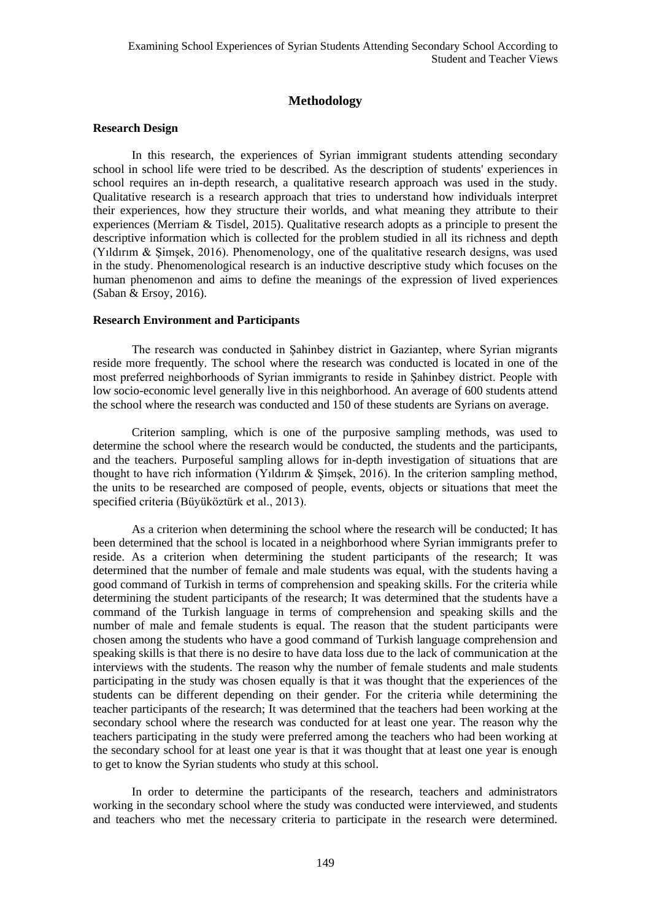## Methodology

### Research Design

In this research, the experiences of Syrian immigrant students attending secondary school in school life were tried to be described. As the description of students' experiences in school requires an in-depth research, a qualitative research approach was used in the study. Qualitative research is a research approach that tries to understand how individuals interpret their experiences, how they structure their worlds, and what meaning they attribute to their experiences (Merriam & Tisdel, 2015). Qualitative research adopts as a principle to present the descriptive information which is collected for the problem studied in all its richness and depth (Yıldırım & Şimşek, 2016). Phenomenology, one of the qualitative research designs, was used in the study. Phenomenological research is an inductive descriptive study which focuses on the human phenomenon and aims to define the meanings of the expression of lived experiences (Saban & Ersoy, 2016).

### Research Environment and Participants

The research was conducted in Şahinbey district in Gaziantep, where Syrian migrants reside more frequently. The school where the research was conducted is located in one of the most preferred neighborhoods of Syrian immigrants to reside in Şahinbey district. People with low socio-economic level generally live in this neighborhood. An average of 600 students attend the school where the research was conducted and 150 of these students are Syrians on average.

Criterion sampling, which is one of the purposive sampling methods, was used to determine the school where the research would be conducted, the students and the participants, and the teachers. Purposeful sampling allows for in-depth investigation of situations that are thought to have rich information (Yıldırım & Şimşek, 2016). In the criterion sampling method, the units to be researched are composed of people, events, objects or situations that meet the specified criteria (Büyüköztürk et al., 2013).

As a criterion when determining the school where the research will be conducted; It has been determined that the school is located in a neighborhood where Syrian immigrants prefer to reside. As a criterion when determining the student participants of the research; It was determined that the number of female and male students was equal, with the students having a good command of Turkish in terms of comprehension and speaking skills. For the criteria while determining the student participants of the research; It was determined that the students have a command of the Turkish language in terms of comprehension and speaking skills and the number of male and female students is equal. The reason that the student participants were chosen among the students who have a good command of Turkish language comprehension and speaking skills is that there is no desire to have data loss due to the lack of communication at the interviews with the students. The reason why the number of female students and male students participating in the study was chosen equally is that it was thought that the experiences of the students can be different depending on their gender. For the criteria while determining the teacher participants of the research; It was determined that the teachers had been working at the secondary school where the research was conducted for at least one year. The reason why the teachers participating in the study were preferred among the teachers who had been working at the secondary school for at least one year is that it was thought that at least one year is enough to get to know the Syrian students who study at this school.

In order to determine the participants of the research, teachers and administrators working in the secondary school where the study was conducted were interviewed, and students and teachers who met the necessary criteria to participate in the research were determined.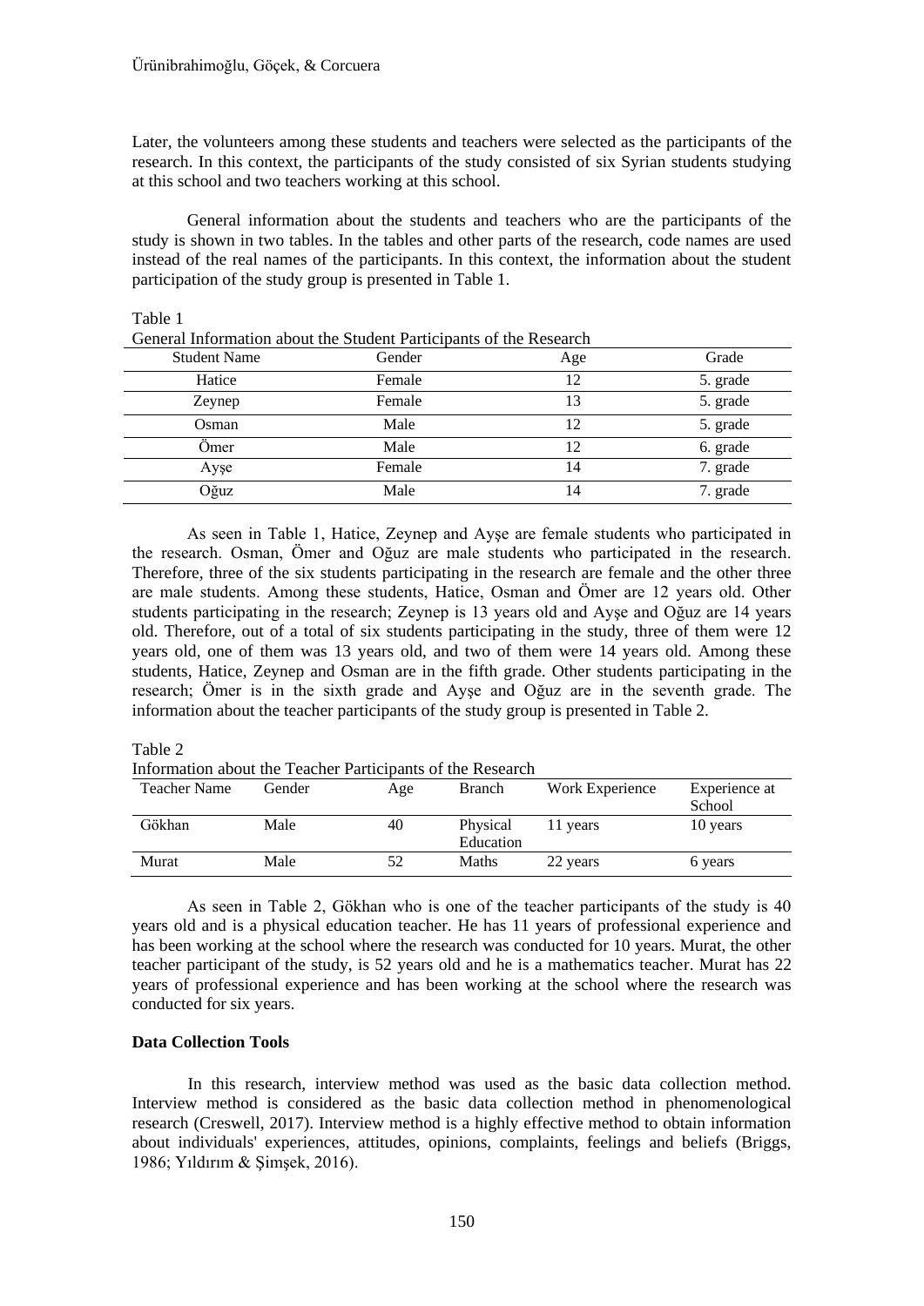Later, the volunteers among these students and teachers were selected as the participants of the research. In this context, the participants of the study consisted of six Syrian students studying at this school and two teachers working at this school.

General information about the students and teachers who are the participants of the study is shown in two tables. In the tables and other parts of the research, code names are used instead of the real names of the participants. In this context, the information about the student participation of the study group is presented in Table 1.

Table 1
General Information about the Student Participants of the Research

| Student Name | Gender | Age | Grade |
|---|---|---|---|
| Hatice | Female | 12 | 5. grade |
| Zeynep | Female | 13 | 5. grade |
| Osman | Male | 12 | 5. grade |
| Ömer | Male | 12 | 6. grade |
| Ayşe | Female | 14 | 7. grade |
| Oğuz | Male | 14 | 7. grade |

As seen in Table 1, Hatice, Zeynep and Ayşe are female students who participated in the research. Osman, Ömer and Oğuz are male students who participated in the research. Therefore, three of the six students participating in the research are female and the other three are male students. Among these students, Hatice, Osman and Ömer are 12 years old. Other students participating in the research; Zeynep is 13 years old and Ayşe and Oğuz are 14 years old. Therefore, out of a total of six students participating in the study, three of them were 12 years old, one of them was 13 years old, and two of them were 14 years old. Among these students, Hatice, Zeynep and Osman are in the fifth grade. Other students participating in the research; Ömer is in the sixth grade and Ayşe and Oğuz are in the seventh grade. The information about the teacher participants of the study group is presented in Table 2.

Table 2
Information about the Teacher Participants of the Research

| Teacher Name | Gender | Age | Branch | Work Experience | Experience at School |
|---|---|---|---|---|---|
| Gökhan | Male | 40 | Physical Education | 11 years | 10 years |
| Murat | Male | 52 | Maths | 22 years | 6 years |

As seen in Table 2, Gökhan who is one of the teacher participants of the study is 40 years old and is a physical education teacher. He has 11 years of professional experience and has been working at the school where the research was conducted for 10 years. Murat, the other teacher participant of the study, is 52 years old and he is a mathematics teacher. Murat has 22 years of professional experience and has been working at the school where the research was conducted for six years.

### Data Collection Tools

In this research, interview method was used as the basic data collection method. Interview method is considered as the basic data collection method in phenomenological research (Creswell, 2017). Interview method is a highly effective method to obtain information about individuals' experiences, attitudes, opinions, complaints, feelings and beliefs (Briggs, 1986; Yıldırım & Şimşek, 2016).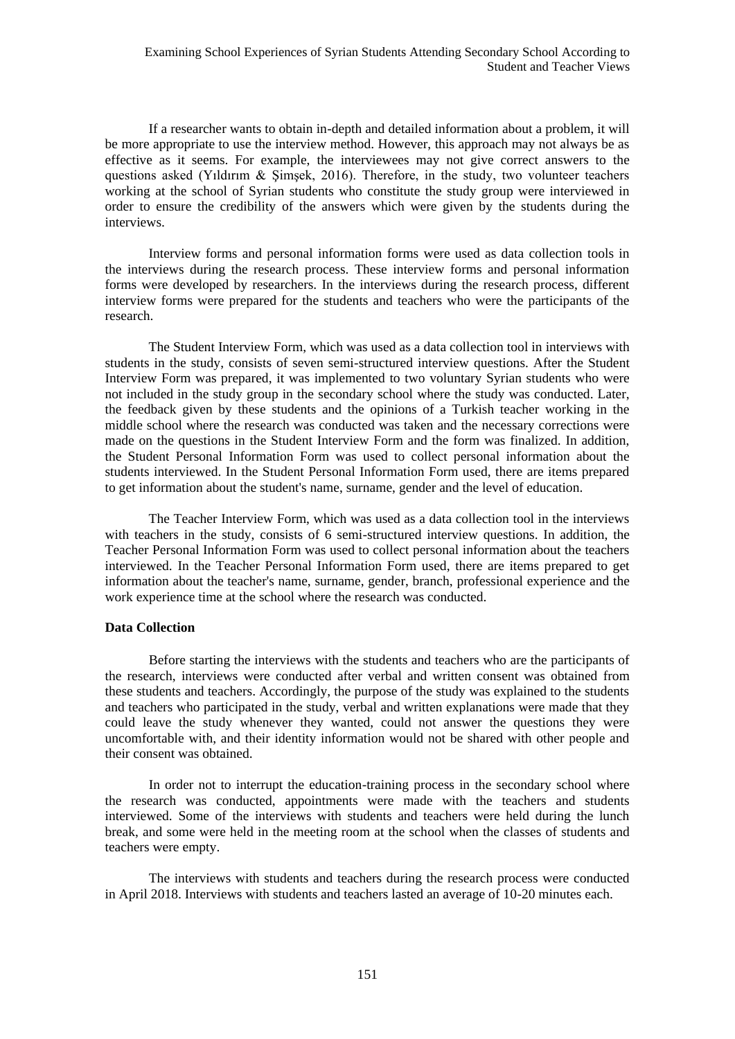If a researcher wants to obtain in-depth and detailed information about a problem, it will be more appropriate to use the interview method. However, this approach may not always be as effective as it seems. For example, the interviewees may not give correct answers to the questions asked (Yıldırım & Şimşek, 2016). Therefore, in the study, two volunteer teachers working at the school of Syrian students who constitute the study group were interviewed in order to ensure the credibility of the answers which were given by the students during the interviews.

Interview forms and personal information forms were used as data collection tools in the interviews during the research process. These interview forms and personal information forms were developed by researchers. In the interviews during the research process, different interview forms were prepared for the students and teachers who were the participants of the research.

The Student Interview Form, which was used as a data collection tool in interviews with students in the study, consists of seven semi-structured interview questions. After the Student Interview Form was prepared, it was implemented to two voluntary Syrian students who were not included in the study group in the secondary school where the study was conducted. Later, the feedback given by these students and the opinions of a Turkish teacher working in the middle school where the research was conducted was taken and the necessary corrections were made on the questions in the Student Interview Form and the form was finalized. In addition, the Student Personal Information Form was used to collect personal information about the students interviewed. In the Student Personal Information Form used, there are items prepared to get information about the student's name, surname, gender and the level of education.

The Teacher Interview Form, which was used as a data collection tool in the interviews with teachers in the study, consists of 6 semi-structured interview questions. In addition, the Teacher Personal Information Form was used to collect personal information about the teachers interviewed. In the Teacher Personal Information Form used, there are items prepared to get information about the teacher's name, surname, gender, branch, professional experience and the work experience time at the school where the research was conducted.

**Data Collection**

Before starting the interviews with the students and teachers who are the participants of the research, interviews were conducted after verbal and written consent was obtained from these students and teachers. Accordingly, the purpose of the study was explained to the students and teachers who participated in the study, verbal and written explanations were made that they could leave the study whenever they wanted, could not answer the questions they were uncomfortable with, and their identity information would not be shared with other people and their consent was obtained.

In order not to interrupt the education-training process in the secondary school where the research was conducted, appointments were made with the teachers and students interviewed. Some of the interviews with students and teachers were held during the lunch break, and some were held in the meeting room at the school when the classes of students and teachers were empty.

The interviews with students and teachers during the research process were conducted in April 2018. Interviews with students and teachers lasted an average of 10-20 minutes each.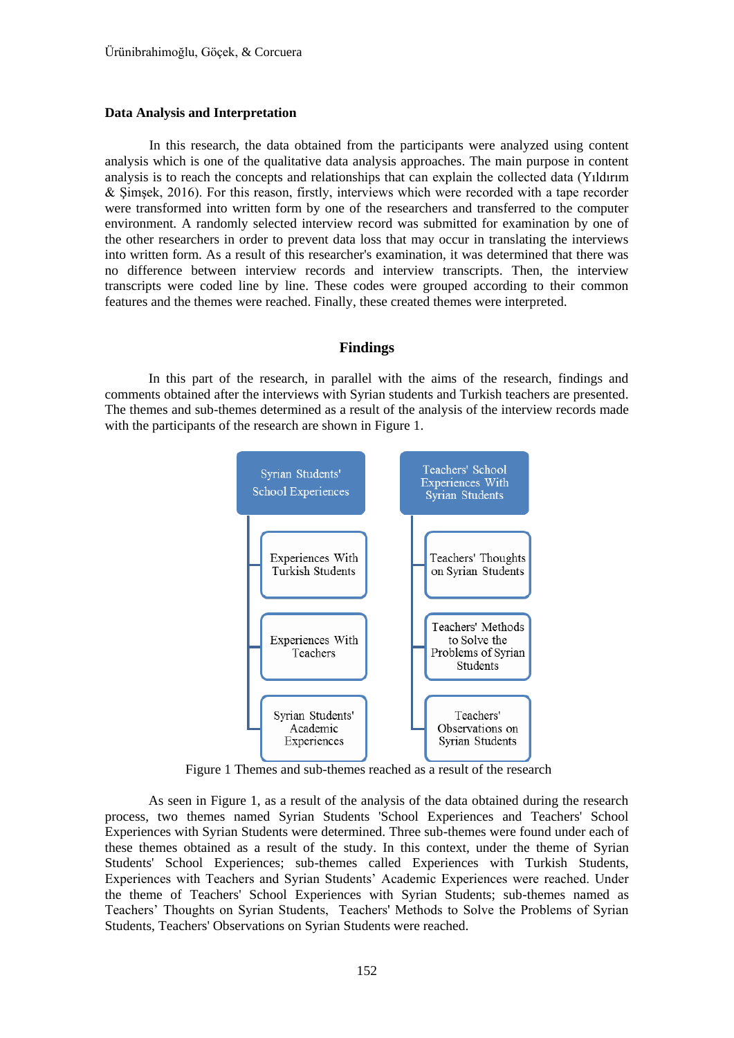**Data Analysis and Interpretation**

In this research, the data obtained from the participants were analyzed using content analysis which is one of the qualitative data analysis approaches. The main purpose in content analysis is to reach the concepts and relationships that can explain the collected data (Yıldırım & Şimşek, 2016). For this reason, firstly, interviews which were recorded with a tape recorder were transformed into written form by one of the researchers and transferred to the computer environment. A randomly selected interview record was submitted for examination by one of the other researchers in order to prevent data loss that may occur in translating the interviews into written form. As a result of this researcher's examination, it was determined that there was no difference between interview records and interview transcripts. Then, the interview transcripts were coded line by line. These codes were grouped according to their common features and the themes were reached. Finally, these created themes were interpreted.

## Findings

In this part of the research, in parallel with the aims of the research, findings and comments obtained after the interviews with Syrian students and Turkish teachers are presented. The themes and sub-themes determined as a result of the analysis of the interview records made with the participants of the research are shown in Figure 1.

- Syrian Students' School Experiences
  - Experiences With Turkish Students
  - Experiences With Teachers
  - Syrian Students' Academic Experiences
- Teachers' School Experiences With Syrian Students
  - Teachers' Thoughts on Syrian Students
  - Teachers' Methods to Solve the Problems of Syrian Students
  - Teachers' Observations on Syrian Students

Figure 1 Themes and sub-themes reached as a result of the research

As seen in Figure 1, as a result of the analysis of the data obtained during the research process, two themes named Syrian Students 'School Experiences and Teachers' School Experiences with Syrian Students were determined. Three sub-themes were found under each of these themes obtained as a result of the study. In this context, under the theme of Syrian Students' School Experiences; sub-themes called Experiences with Turkish Students, Experiences with Teachers and Syrian Students' Academic Experiences were reached. Under the theme of Teachers' School Experiences with Syrian Students; sub-themes named as Teachers' Thoughts on Syrian Students, Teachers' Methods to Solve the Problems of Syrian Students, Teachers' Observations on Syrian Students were reached.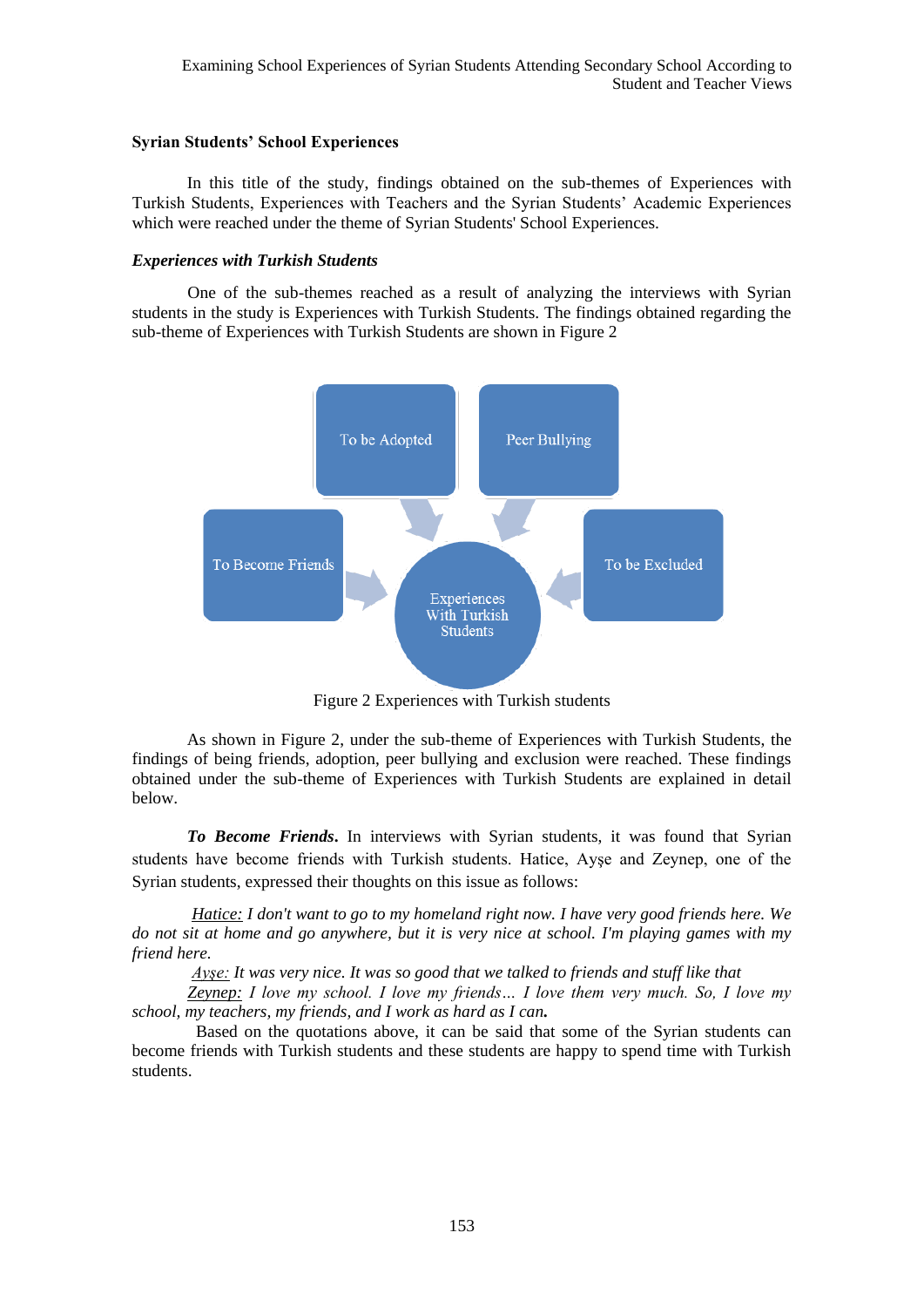## Syrian Students' School Experiences

In this title of the study, findings obtained on the sub-themes of Experiences with Turkish Students, Experiences with Teachers and the Syrian Students' Academic Experiences which were reached under the theme of Syrian Students' School Experiences.

### *Experiences with Turkish Students*

One of the sub-themes reached as a result of analyzing the interviews with Syrian students in the study is Experiences with Turkish Students. The findings obtained regarding the sub-theme of Experiences with Turkish Students are shown in Figure 2

To be Adopted

Peer Bullying

To Become Friends

Experiences With Turkish Students

To be Excluded

Figure 2 Experiences with Turkish students

As shown in Figure 2, under the sub-theme of Experiences with Turkish Students, the findings of being friends, adoption, peer bullying and exclusion were reached. These findings obtained under the sub-theme of Experiences with Turkish Students are explained in detail below.

***To Become Friends***. In interviews with Syrian students, it was found that Syrian students have become friends with Turkish students. Hatice, Ayşe and Zeynep, one of the Syrian students, expressed their thoughts on this issue as follows:

*Hatice: I don't want to go to my homeland right now. I have very good friends here. We do not sit at home and go anywhere, but it is very nice at school. I'm playing games with my friend here.*

*Ayşe: It was very nice. It was so good that we talked to friends and stuff like that*

*Zeynep: I love my school. I love my friends… I love them very much. So, I love my school, my teachers, my friends, and I work as hard as I can.*

Based on the quotations above, it can be said that some of the Syrian students can become friends with Turkish students and these students are happy to spend time with Turkish students.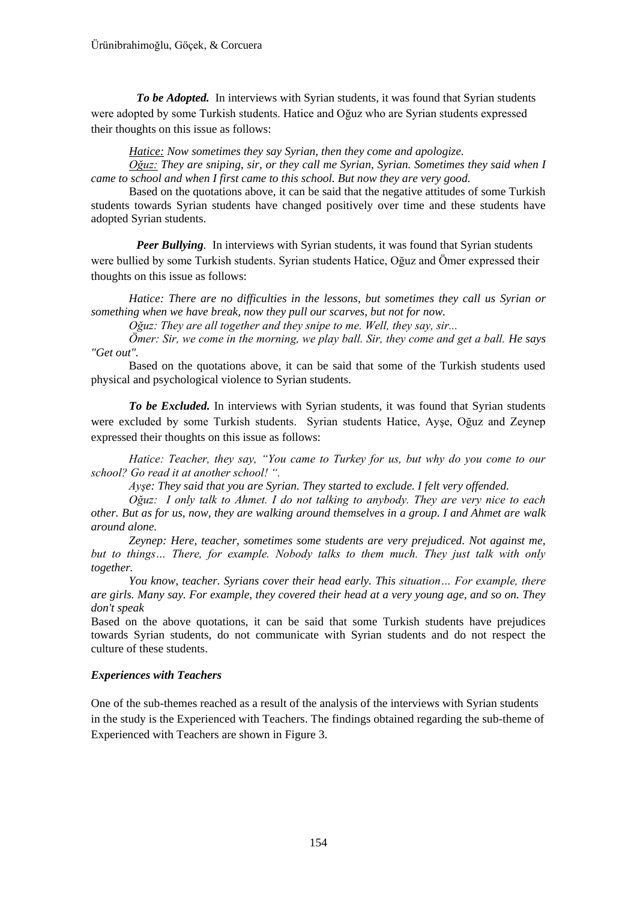***To be Adopted.*** In interviews with Syrian students, it was found that Syrian students were adopted by some Turkish students. Hatice and Oğuz who are Syrian students expressed their thoughts on this issue as follows:

*Hatice: Now sometimes they say Syrian, then they come and apologize.*

*Oğuz: They are sniping, sir, or they call me Syrian, Syrian. Sometimes they said when I came to school and when I first came to this school. But now they are very good.*

Based on the quotations above, it can be said that the negative attitudes of some Turkish students towards Syrian students have changed positively over time and these students have adopted Syrian students.

***Peer Bullying.*** In interviews with Syrian students, it was found that Syrian students were bullied by some Turkish students. Syrian students Hatice, Oğuz and Ömer expressed their thoughts on this issue as follows:

*Hatice: There are no difficulties in the lessons, but sometimes they call us Syrian or something when we have break, now they pull our scarves, but not for now.*

*Oğuz: They are all together and they snipe to me. Well, they say, sir...*

*Ömer: Sir, we come in the morning, we play ball. Sir, they come and get a ball. He says "Get out".*

Based on the quotations above, it can be said that some of the Turkish students used physical and psychological violence to Syrian students.

***To be Excluded.*** In interviews with Syrian students, it was found that Syrian students were excluded by some Turkish students. Syrian students Hatice, Ayşe, Oğuz and Zeynep expressed their thoughts on this issue as follows:

*Hatice: Teacher, they say, "You came to Turkey for us, but why do you come to our school? Go read it at another school! ".*

*Ayşe: They said that you are Syrian. They started to exclude. I felt very offended.*

*Oğuz: I only talk to Ahmet. I do not talking to anybody. They are very nice to each other. But as for us, now, they are walking around themselves in a group. I and Ahmet are walk around alone.*

*Zeynep: Here, teacher, sometimes some students are very prejudiced. Not against me, but to things… There, for example. Nobody talks to them much. They just talk with only together.*

*You know, teacher. Syrians cover their head early. This situation… For example, there are girls. Many say. For example, they covered their head at a very young age, and so on. They don't speak*

Based on the above quotations, it can be said that some Turkish students have prejudices towards Syrian students, do not communicate with Syrian students and do not respect the culture of these students.

### *Experiences with Teachers*

One of the sub-themes reached as a result of the analysis of the interviews with Syrian students in the study is the Experienced with Teachers. The findings obtained regarding the sub-theme of Experienced with Teachers are shown in Figure 3.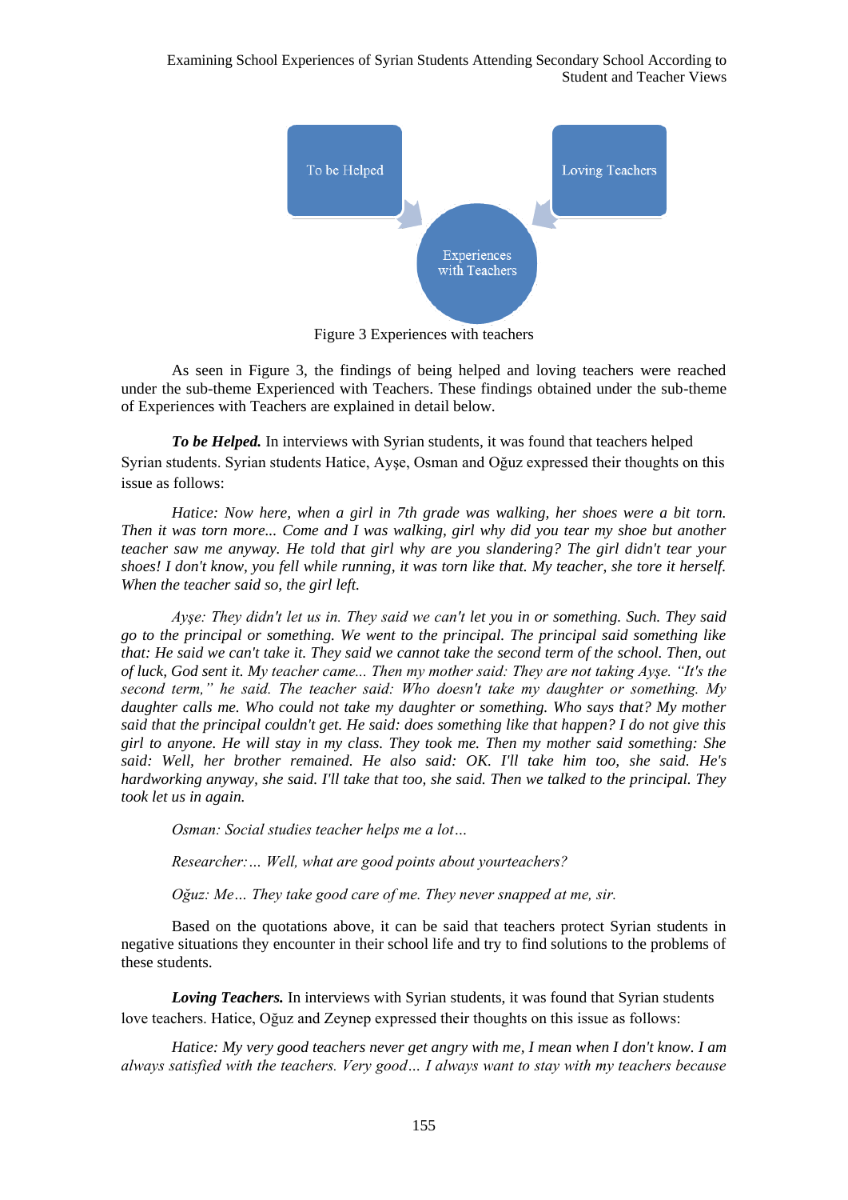To be Helped

Loving Teachers

Experiences with Teachers

Figure 3 Experiences with teachers

As seen in Figure 3, the findings of being helped and loving teachers were reached under the sub-theme Experienced with Teachers. These findings obtained under the sub-theme of Experiences with Teachers are explained in detail below.

***To be Helped.*** In interviews with Syrian students, it was found that teachers helped Syrian students. Syrian students Hatice, Ayşe, Osman and Oğuz expressed their thoughts on this issue as follows:

*Hatice: Now here, when a girl in 7th grade was walking, her shoes were a bit torn. Then it was torn more... Come and I was walking, girl why did you tear my shoe but another teacher saw me anyway. He told that girl why are you slandering? The girl didn't tear your shoes! I don't know, you fell while running, it was torn like that. My teacher, she tore it herself. When the teacher said so, the girl left.*

*Ayşe: They didn't let us in. They said we can't let you in or something. Such. They said go to the principal or something. We went to the principal. The principal said something like that: He said we can't take it. They said we cannot take the second term of the school. Then, out of luck, God sent it. My teacher came... Then my mother said: They are not taking Ayşe. "It's the second term," he said. The teacher said: Who doesn't take my daughter or something. My daughter calls me. Who could not take my daughter or something. Who says that? My mother said that the principal couldn't get. He said: does something like that happen? I do not give this girl to anyone. He will stay in my class. They took me. Then my mother said something: She said: Well, her brother remained. He also said: OK. I'll take him too, she said. He's hardworking anyway, she said. I'll take that too, she said. Then we talked to the principal. They took let us in again.*

*Osman: Social studies teacher helps me a lot…*

*Researcher:… Well, what are good points about yourteachers?*

*Oğuz: Me… They take good care of me. They never snapped at me, sir.*

Based on the quotations above, it can be said that teachers protect Syrian students in negative situations they encounter in their school life and try to find solutions to the problems of these students.

***Loving Teachers.*** In interviews with Syrian students, it was found that Syrian students love teachers. Hatice, Oğuz and Zeynep expressed their thoughts on this issue as follows:

*Hatice: My very good teachers never get angry with me, I mean when I don't know. I am always satisfied with the teachers. Very good… I always want to stay with my teachers because*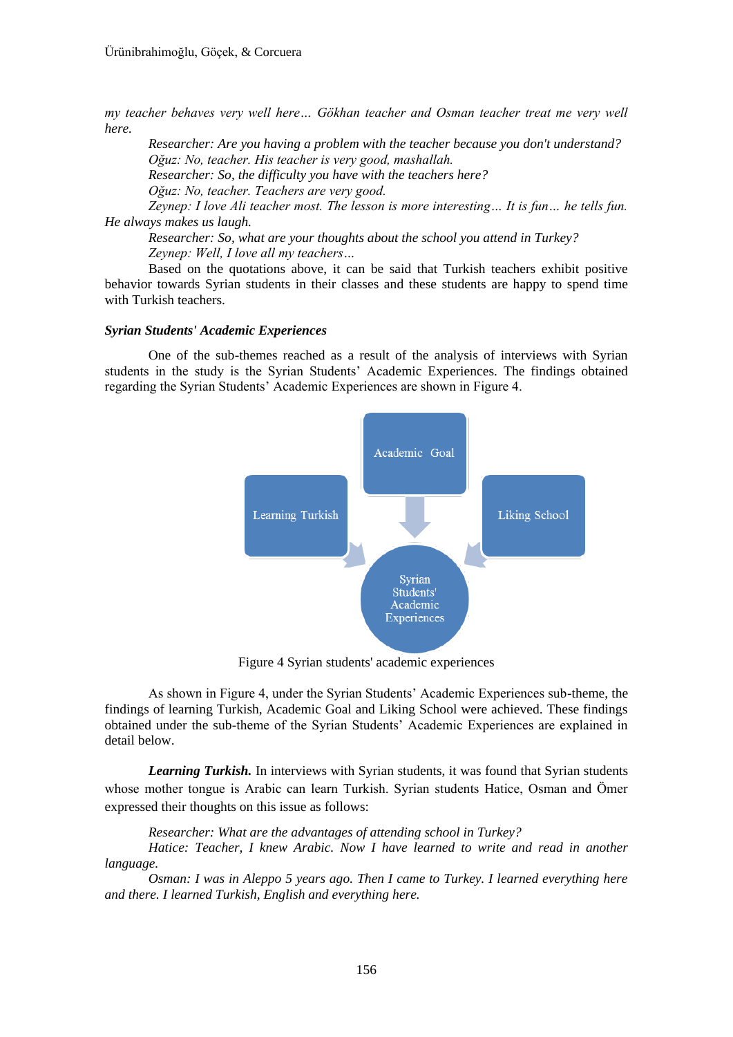*my teacher behaves very well here… Gökhan teacher and Osman teacher treat me very well here.*

*Researcher: Are you having a problem with the teacher because you don't understand?*

*Oğuz: No, teacher. His teacher is very good, mashallah.*

*Researcher: So, the difficulty you have with the teachers here?*

*Oğuz: No, teacher. Teachers are very good.*

*Zeynep: I love Ali teacher most. The lesson is more interesting… It is fun… he tells fun. He always makes us laugh.*

*Researcher: So, what are your thoughts about the school you attend in Turkey?*

*Zeynep: Well, I love all my teachers…*

Based on the quotations above, it can be said that Turkish teachers exhibit positive behavior towards Syrian students in their classes and these students are happy to spend time with Turkish teachers.

### *Syrian Students' Academic Experiences*

One of the sub-themes reached as a result of the analysis of interviews with Syrian students in the study is the Syrian Students' Academic Experiences. The findings obtained regarding the Syrian Students' Academic Experiences are shown in Figure 4.

Academic Goal

Learning Turkish

Liking School

Syrian Students' Academic Experiences

Figure 4 Syrian students' academic experiences

As shown in Figure 4, under the Syrian Students' Academic Experiences sub-theme, the findings of learning Turkish, Academic Goal and Liking School were achieved. These findings obtained under the sub-theme of the Syrian Students' Academic Experiences are explained in detail below.

***Learning Turkish.*** In interviews with Syrian students, it was found that Syrian students whose mother tongue is Arabic can learn Turkish. Syrian students Hatice, Osman and Ömer expressed their thoughts on this issue as follows:

*Researcher: What are the advantages of attending school in Turkey?*

*Hatice: Teacher, I knew Arabic. Now I have learned to write and read in another language.*

*Osman: I was in Aleppo 5 years ago. Then I came to Turkey. I learned everything here and there. I learned Turkish, English and everything here.*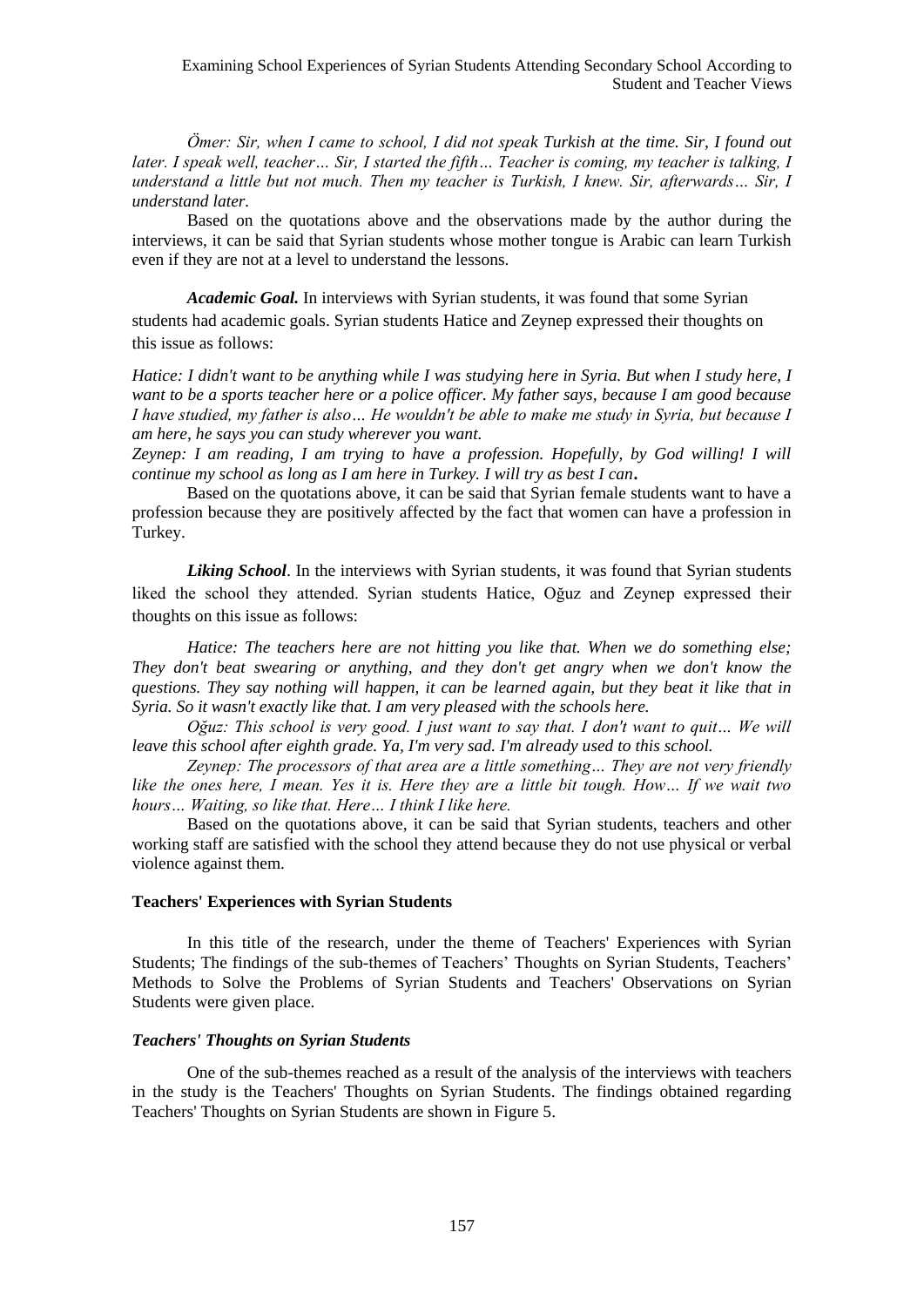*Ömer: Sir, when I came to school, I did not speak Turkish at the time. Sir, I found out later. I speak well, teacher… Sir, I started the fifth… Teacher is coming, my teacher is talking, I understand a little but not much. Then my teacher is Turkish, I knew. Sir, afterwards… Sir, I understand later.*

Based on the quotations above and the observations made by the author during the interviews, it can be said that Syrian students whose mother tongue is Arabic can learn Turkish even if they are not at a level to understand the lessons.

***Academic Goal.*** In interviews with Syrian students, it was found that some Syrian students had academic goals. Syrian students Hatice and Zeynep expressed their thoughts on this issue as follows:

*Hatice: I didn't want to be anything while I was studying here in Syria. But when I study here, I want to be a sports teacher here or a police officer. My father says, because I am good because I have studied, my father is also… He wouldn't be able to make me study in Syria, but because I am here, he says you can study wherever you want.*

*Zeynep: I am reading, I am trying to have a profession. Hopefully, by God willing! I will continue my school as long as I am here in Turkey. I will try as best I can.*

Based on the quotations above, it can be said that Syrian female students want to have a profession because they are positively affected by the fact that women can have a profession in Turkey.

***Liking School*.** In the interviews with Syrian students, it was found that Syrian students liked the school they attended. Syrian students Hatice, Oğuz and Zeynep expressed their thoughts on this issue as follows:

*Hatice: The teachers here are not hitting you like that. When we do something else; They don't beat swearing or anything, and they don't get angry when we don't know the questions. They say nothing will happen, it can be learned again, but they beat it like that in Syria. So it wasn't exactly like that. I am very pleased with the schools here.*

*Oğuz: This school is very good. I just want to say that. I don't want to quit… We will leave this school after eighth grade. Ya, I'm very sad. I'm already used to this school.*

*Zeynep: The processors of that area are a little something… They are not very friendly like the ones here, I mean. Yes it is. Here they are a little bit tough. How… If we wait two hours… Waiting, so like that. Here… I think I like here.*

Based on the quotations above, it can be said that Syrian students, teachers and other working staff are satisfied with the school they attend because they do not use physical or verbal violence against them.

### Teachers' Experiences with Syrian Students

In this title of the research, under the theme of Teachers' Experiences with Syrian Students; The findings of the sub-themes of Teachers' Thoughts on Syrian Students, Teachers' Methods to Solve the Problems of Syrian Students and Teachers' Observations on Syrian Students were given place.

#### *Teachers' Thoughts on Syrian Students*

One of the sub-themes reached as a result of the analysis of the interviews with teachers in the study is the Teachers' Thoughts on Syrian Students. The findings obtained regarding Teachers' Thoughts on Syrian Students are shown in Figure 5.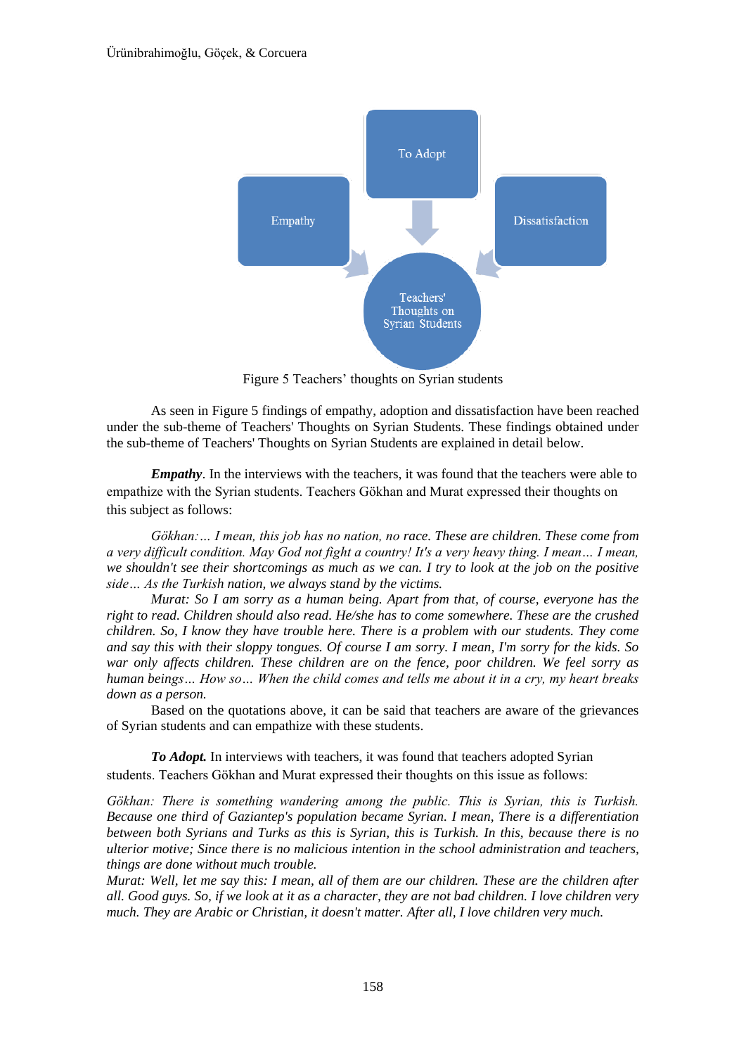Figure 5 Teachers' thoughts on Syrian students

As seen in Figure 5 findings of empathy, adoption and dissatisfaction have been reached under the sub-theme of Teachers' Thoughts on Syrian Students. These findings obtained under the sub-theme of Teachers' Thoughts on Syrian Students are explained in detail below.

***Empathy***. In the interviews with the teachers, it was found that the teachers were able to empathize with the Syrian students. Teachers Gökhan and Murat expressed their thoughts on this subject as follows:

*Gökhan:… I mean, this job has no nation, no race. These are children. These come from a very difficult condition. May God not fight a country! It's a very heavy thing. I mean… I mean, we shouldn't see their shortcomings as much as we can. I try to look at the job on the positive side… As the Turkish nation, we always stand by the victims.*

*Murat: So I am sorry as a human being. Apart from that, of course, everyone has the right to read. Children should also read. He/she has to come somewhere. These are the crushed children. So, I know they have trouble here. There is a problem with our students. They come and say this with their sloppy tongues. Of course I am sorry. I mean, I'm sorry for the kids. So war only affects children. These children are on the fence, poor children. We feel sorry as human beings… How so… When the child comes and tells me about it in a cry, my heart breaks down as a person.*

Based on the quotations above, it can be said that teachers are aware of the grievances of Syrian students and can empathize with these students.

***To Adopt.*** In interviews with teachers, it was found that teachers adopted Syrian students. Teachers Gökhan and Murat expressed their thoughts on this issue as follows:

*Gökhan: There is something wandering among the public. This is Syrian, this is Turkish. Because one third of Gaziantep's population became Syrian. I mean, There is a differentiation between both Syrians and Turks as this is Syrian, this is Turkish. In this, because there is no ulterior motive; Since there is no malicious intention in the school administration and teachers, things are done without much trouble.*

*Murat: Well, let me say this: I mean, all of them are our children. These are the children after all. Good guys. So, if we look at it as a character, they are not bad children. I love children very much. They are Arabic or Christian, it doesn't matter. After all, I love children very much.*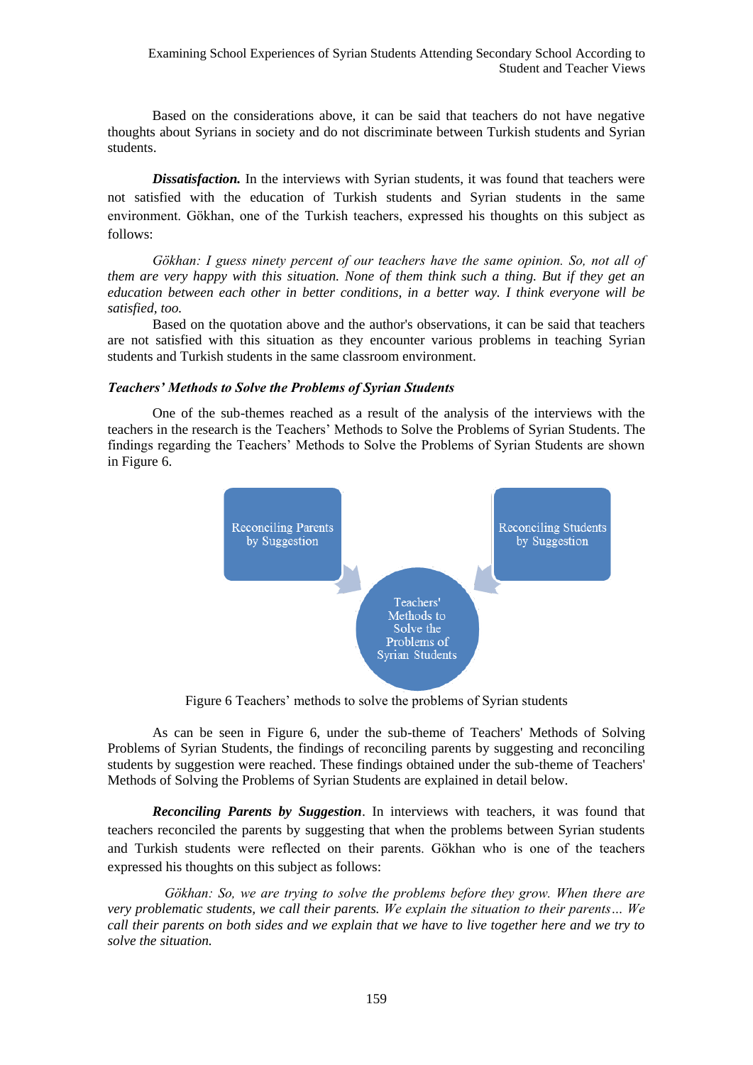Based on the considerations above, it can be said that teachers do not have negative thoughts about Syrians in society and do not discriminate between Turkish students and Syrian students.

***Dissatisfaction.*** In the interviews with Syrian students, it was found that teachers were not satisfied with the education of Turkish students and Syrian students in the same environment. Gökhan, one of the Turkish teachers, expressed his thoughts on this subject as follows:

*Gökhan: I guess ninety percent of our teachers have the same opinion. So, not all of them are very happy with this situation. None of them think such a thing. But if they get an education between each other in better conditions, in a better way. I think everyone will be satisfied, too.*

Based on the quotation above and the author's observations, it can be said that teachers are not satisfied with this situation as they encounter various problems in teaching Syrian students and Turkish students in the same classroom environment.

### *Teachers' Methods to Solve the Problems of Syrian Students*

One of the sub-themes reached as a result of the analysis of the interviews with the teachers in the research is the Teachers' Methods to Solve the Problems of Syrian Students. The findings regarding the Teachers' Methods to Solve the Problems of Syrian Students are shown in Figure 6.

Reconciling Parents by Suggestion → Teachers' Methods to Solve the Problems of Syrian Students ← Reconciling Students by Suggestion

Figure 6 Teachers' methods to solve the problems of Syrian students

As can be seen in Figure 6, under the sub-theme of Teachers' Methods of Solving Problems of Syrian Students, the findings of reconciling parents by suggesting and reconciling students by suggestion were reached. These findings obtained under the sub-theme of Teachers' Methods of Solving the Problems of Syrian Students are explained in detail below.

***Reconciling Parents by Suggestion***. In interviews with teachers, it was found that teachers reconciled the parents by suggesting that when the problems between Syrian students and Turkish students were reflected on their parents. Gökhan who is one of the teachers expressed his thoughts on this subject as follows:

*Gökhan: So, we are trying to solve the problems before they grow. When there are very problematic students, we call their parents. We explain the situation to their parents… We call their parents on both sides and we explain that we have to live together here and we try to solve the situation.*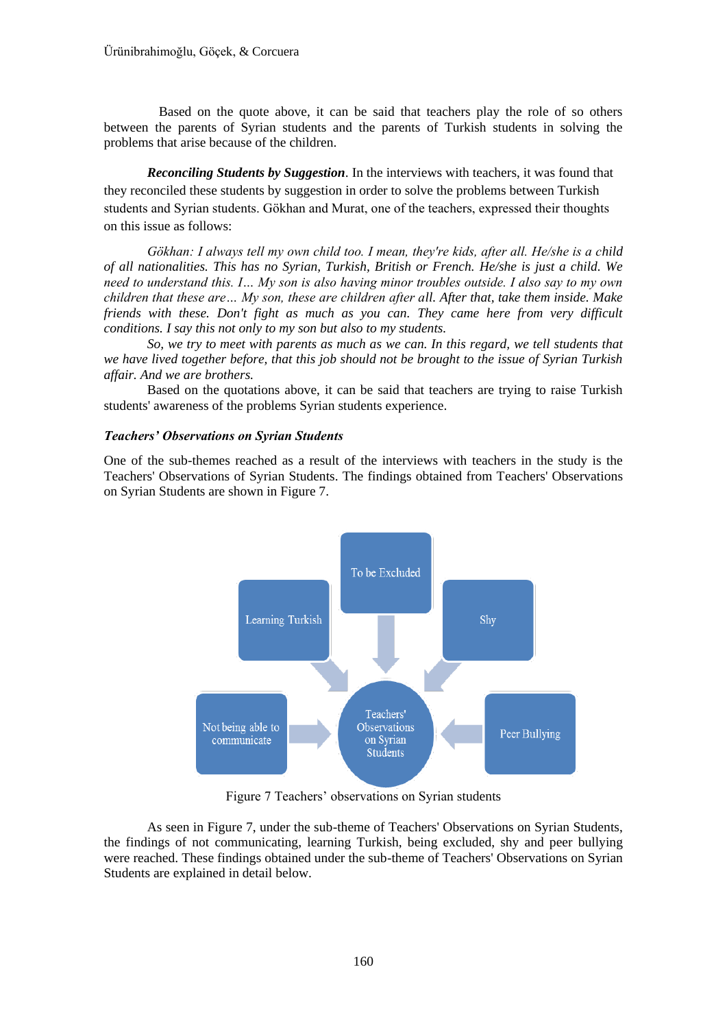Based on the quote above, it can be said that teachers play the role of so others between the parents of Syrian students and the parents of Turkish students in solving the problems that arise because of the children.

***Reconciling Students by Suggestion***. In the interviews with teachers, it was found that they reconciled these students by suggestion in order to solve the problems between Turkish students and Syrian students. Gökhan and Murat, one of the teachers, expressed their thoughts on this issue as follows:

*Gökhan: I always tell my own child too. I mean, they're kids, after all. He/she is a child of all nationalities. This has no Syrian, Turkish, British or French. He/she is just a child. We need to understand this. I… My son is also having minor troubles outside. I also say to my own children that these are… My son, these are children after all. After that, take them inside. Make friends with these. Don't fight as much as you can. They came here from very difficult conditions. I say this not only to my son but also to my students.*

*So, we try to meet with parents as much as we can. In this regard, we tell students that we have lived together before, that this job should not be brought to the issue of Syrian Turkish affair. And we are brothers.*

Based on the quotations above, it can be said that teachers are trying to raise Turkish students' awareness of the problems Syrian students experience.

### *Teachers' Observations on Syrian Students*

One of the sub-themes reached as a result of the interviews with teachers in the study is the Teachers' Observations of Syrian Students. The findings obtained from Teachers' Observations on Syrian Students are shown in Figure 7.

To be Excluded

Learning Turkish

Shy

Teachers' Observations on Syrian Students

Not being able to communicate

Peer Bullying

Figure 7 Teachers' observations on Syrian students

As seen in Figure 7, under the sub-theme of Teachers' Observations on Syrian Students, the findings of not communicating, learning Turkish, being excluded, shy and peer bullying were reached. These findings obtained under the sub-theme of Teachers' Observations on Syrian Students are explained in detail below.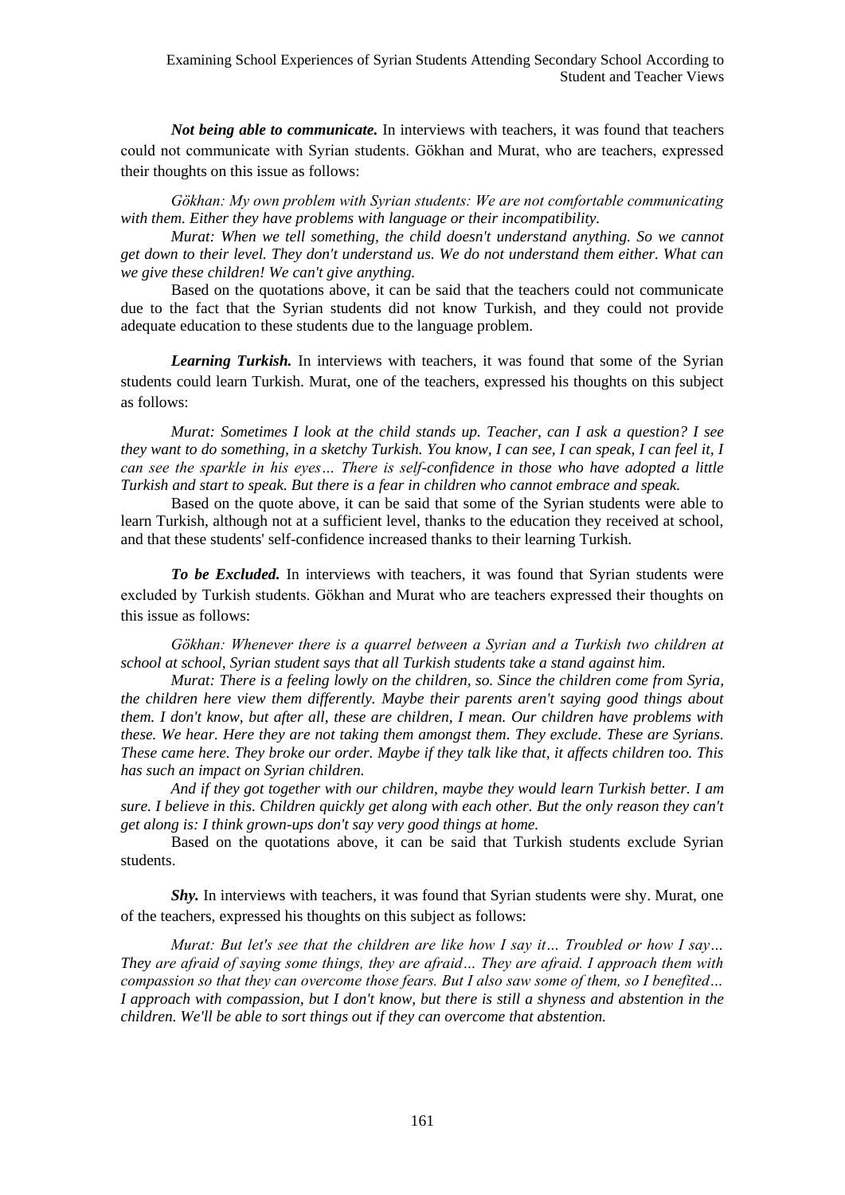***Not being able to communicate.*** In interviews with teachers, it was found that teachers could not communicate with Syrian students. Gökhan and Murat, who are teachers, expressed their thoughts on this issue as follows:

*Gökhan: My own problem with Syrian students: We are not comfortable communicating with them. Either they have problems with language or their incompatibility.*

*Murat: When we tell something, the child doesn't understand anything. So we cannot get down to their level. They don't understand us. We do not understand them either. What can we give these children! We can't give anything.*

Based on the quotations above, it can be said that the teachers could not communicate due to the fact that the Syrian students did not know Turkish, and they could not provide adequate education to these students due to the language problem.

***Learning Turkish.*** In interviews with teachers, it was found that some of the Syrian students could learn Turkish. Murat, one of the teachers, expressed his thoughts on this subject as follows:

*Murat: Sometimes I look at the child stands up. Teacher, can I ask a question? I see they want to do something, in a sketchy Turkish. You know, I can see, I can speak, I can feel it, I can see the sparkle in his eyes… There is self-confidence in those who have adopted a little Turkish and start to speak. But there is a fear in children who cannot embrace and speak.*

Based on the quote above, it can be said that some of the Syrian students were able to learn Turkish, although not at a sufficient level, thanks to the education they received at school, and that these students' self-confidence increased thanks to their learning Turkish.

***To be Excluded.*** In interviews with teachers, it was found that Syrian students were excluded by Turkish students. Gökhan and Murat who are teachers expressed their thoughts on this issue as follows:

*Gökhan: Whenever there is a quarrel between a Syrian and a Turkish two children at school at school, Syrian student says that all Turkish students take a stand against him.*

*Murat: There is a feeling lowly on the children, so. Since the children come from Syria, the children here view them differently. Maybe their parents aren't saying good things about them. I don't know, but after all, these are children, I mean. Our children have problems with these. We hear. Here they are not taking them amongst them. They exclude. These are Syrians. These came here. They broke our order. Maybe if they talk like that, it affects children too. This has such an impact on Syrian children.*

*And if they got together with our children, maybe they would learn Turkish better. I am sure. I believe in this. Children quickly get along with each other. But the only reason they can't get along is: I think grown-ups don't say very good things at home.*

Based on the quotations above, it can be said that Turkish students exclude Syrian students.

***Shy.*** In interviews with teachers, it was found that Syrian students were shy. Murat, one of the teachers, expressed his thoughts on this subject as follows:

*Murat: But let's see that the children are like how I say it… Troubled or how I say… They are afraid of saying some things, they are afraid… They are afraid. I approach them with compassion so that they can overcome those fears. But I also saw some of them, so I benefited… I approach with compassion, but I don't know, but there is still a shyness and abstention in the children. We'll be able to sort things out if they can overcome that abstention.*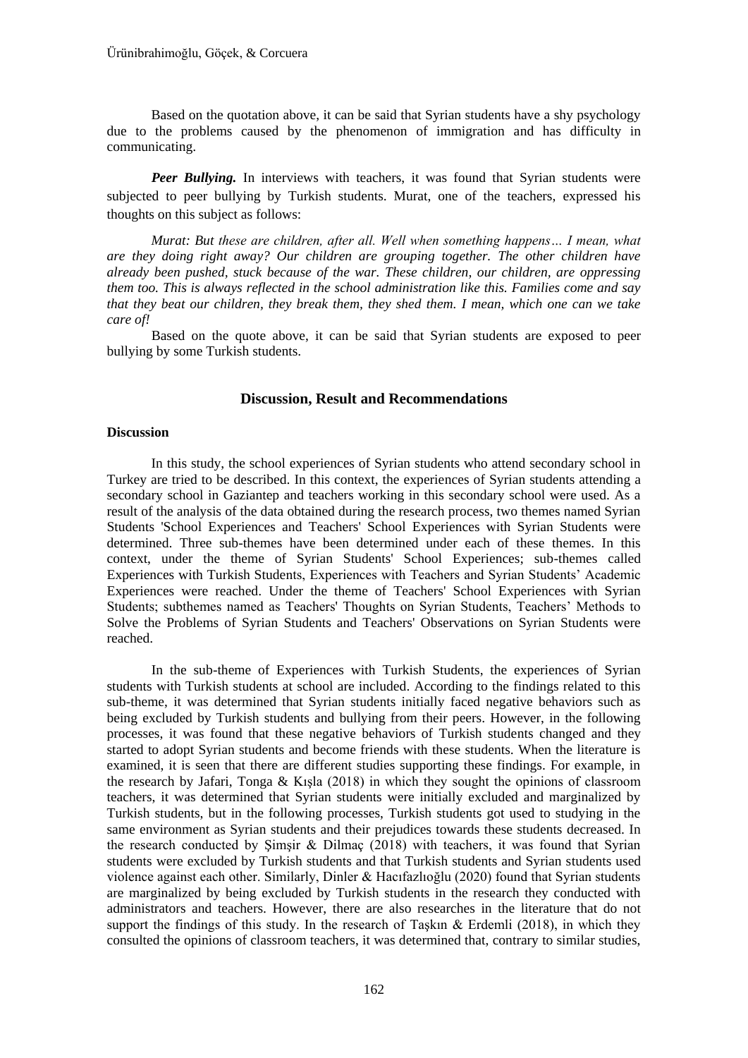Based on the quotation above, it can be said that Syrian students have a shy psychology due to the problems caused by the phenomenon of immigration and has difficulty in communicating.

***Peer Bullying.*** In interviews with teachers, it was found that Syrian students were subjected to peer bullying by Turkish students. Murat, one of the teachers, expressed his thoughts on this subject as follows:

*Murat: But these are children, after all. Well when something happens… I mean, what are they doing right away? Our children are grouping together. The other children have already been pushed, stuck because of the war. These children, our children, are oppressing them too. This is always reflected in the school administration like this. Families come and say that they beat our children, they break them, they shed them. I mean, which one can we take care of!*

Based on the quote above, it can be said that Syrian students are exposed to peer bullying by some Turkish students.

## Discussion, Result and Recommendations

### Discussion

In this study, the school experiences of Syrian students who attend secondary school in Turkey are tried to be described. In this context, the experiences of Syrian students attending a secondary school in Gaziantep and teachers working in this secondary school were used. As a result of the analysis of the data obtained during the research process, two themes named Syrian Students 'School Experiences and Teachers' School Experiences with Syrian Students were determined. Three sub-themes have been determined under each of these themes. In this context, under the theme of Syrian Students' School Experiences; sub-themes called Experiences with Turkish Students, Experiences with Teachers and Syrian Students’ Academic Experiences were reached. Under the theme of Teachers' School Experiences with Syrian Students; subthemes named as Teachers' Thoughts on Syrian Students, Teachers’ Methods to Solve the Problems of Syrian Students and Teachers' Observations on Syrian Students were reached.

In the sub-theme of Experiences with Turkish Students, the experiences of Syrian students with Turkish students at school are included. According to the findings related to this sub-theme, it was determined that Syrian students initially faced negative behaviors such as being excluded by Turkish students and bullying from their peers. However, in the following processes, it was found that these negative behaviors of Turkish students changed and they started to adopt Syrian students and become friends with these students. When the literature is examined, it is seen that there are different studies supporting these findings. For example, in the research by Jafari, Tonga & Kışla (2018) in which they sought the opinions of classroom teachers, it was determined that Syrian students were initially excluded and marginalized by Turkish students, but in the following processes, Turkish students got used to studying in the same environment as Syrian students and their prejudices towards these students decreased. In the research conducted by Şimşir & Dilmaç (2018) with teachers, it was found that Syrian students were excluded by Turkish students and that Turkish students and Syrian students used violence against each other. Similarly, Dinler & Hacıfazlıoğlu (2020) found that Syrian students are marginalized by being excluded by Turkish students in the research they conducted with administrators and teachers. However, there are also researches in the literature that do not support the findings of this study. In the research of Taşkın & Erdemli (2018), in which they consulted the opinions of classroom teachers, it was determined that, contrary to similar studies,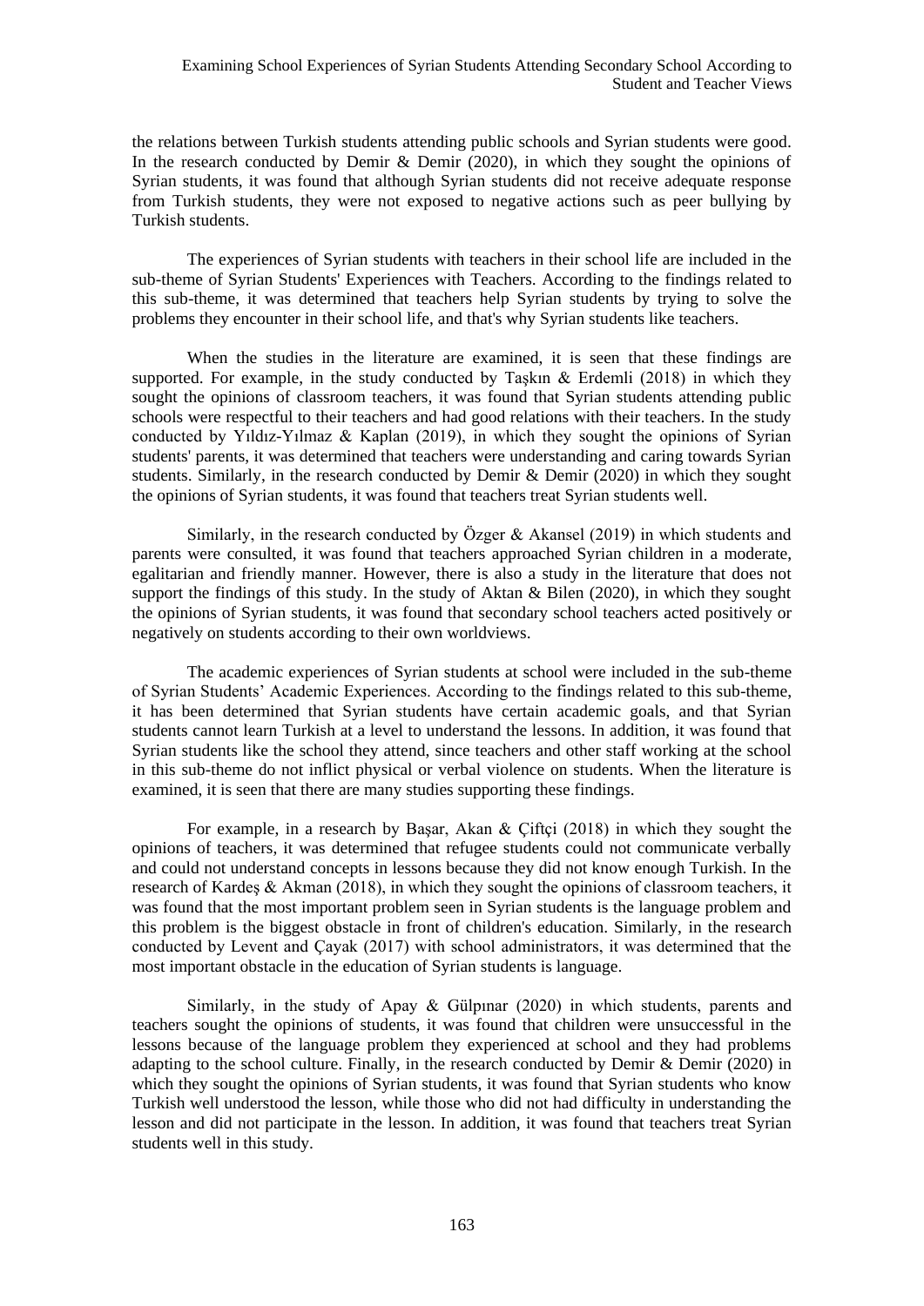the relations between Turkish students attending public schools and Syrian students were good. In the research conducted by Demir & Demir (2020), in which they sought the opinions of Syrian students, it was found that although Syrian students did not receive adequate response from Turkish students, they were not exposed to negative actions such as peer bullying by Turkish students.

The experiences of Syrian students with teachers in their school life are included in the sub-theme of Syrian Students' Experiences with Teachers. According to the findings related to this sub-theme, it was determined that teachers help Syrian students by trying to solve the problems they encounter in their school life, and that's why Syrian students like teachers.

When the studies in the literature are examined, it is seen that these findings are supported. For example, in the study conducted by Taşkın & Erdemli (2018) in which they sought the opinions of classroom teachers, it was found that Syrian students attending public schools were respectful to their teachers and had good relations with their teachers. In the study conducted by Yıldız-Yılmaz & Kaplan (2019), in which they sought the opinions of Syrian students' parents, it was determined that teachers were understanding and caring towards Syrian students. Similarly, in the research conducted by Demir & Demir (2020) in which they sought the opinions of Syrian students, it was found that teachers treat Syrian students well.

Similarly, in the research conducted by Özger & Akansel (2019) in which students and parents were consulted, it was found that teachers approached Syrian children in a moderate, egalitarian and friendly manner. However, there is also a study in the literature that does not support the findings of this study. In the study of Aktan & Bilen (2020), in which they sought the opinions of Syrian students, it was found that secondary school teachers acted positively or negatively on students according to their own worldviews.

The academic experiences of Syrian students at school were included in the sub-theme of Syrian Students' Academic Experiences. According to the findings related to this sub-theme, it has been determined that Syrian students have certain academic goals, and that Syrian students cannot learn Turkish at a level to understand the lessons. In addition, it was found that Syrian students like the school they attend, since teachers and other staff working at the school in this sub-theme do not inflict physical or verbal violence on students. When the literature is examined, it is seen that there are many studies supporting these findings.

For example, in a research by Başar, Akan & Çiftçi (2018) in which they sought the opinions of teachers, it was determined that refugee students could not communicate verbally and could not understand concepts in lessons because they did not know enough Turkish. In the research of Kardeş & Akman (2018), in which they sought the opinions of classroom teachers, it was found that the most important problem seen in Syrian students is the language problem and this problem is the biggest obstacle in front of children's education. Similarly, in the research conducted by Levent and Çayak (2017) with school administrators, it was determined that the most important obstacle in the education of Syrian students is language.

Similarly, in the study of Apay & Gülpınar (2020) in which students, parents and teachers sought the opinions of students, it was found that children were unsuccessful in the lessons because of the language problem they experienced at school and they had problems adapting to the school culture. Finally, in the research conducted by Demir & Demir (2020) in which they sought the opinions of Syrian students, it was found that Syrian students who know Turkish well understood the lesson, while those who did not had difficulty in understanding the lesson and did not participate in the lesson. In addition, it was found that teachers treat Syrian students well in this study.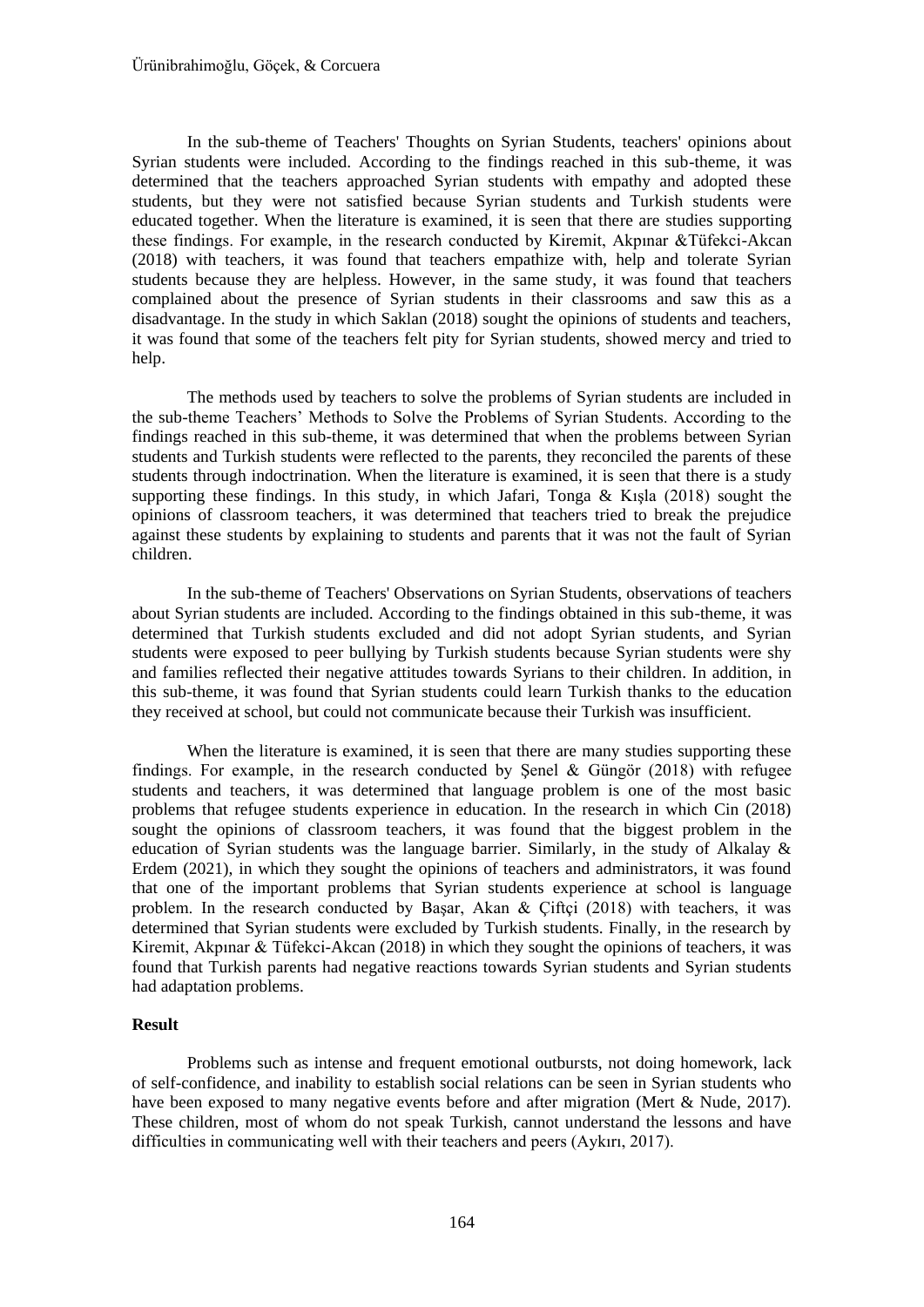In the sub-theme of Teachers' Thoughts on Syrian Students, teachers' opinions about Syrian students were included. According to the findings reached in this sub-theme, it was determined that the teachers approached Syrian students with empathy and adopted these students, but they were not satisfied because Syrian students and Turkish students were educated together. When the literature is examined, it is seen that there are studies supporting these findings. For example, in the research conducted by Kiremit, Akpınar &Tüfekci-Akcan (2018) with teachers, it was found that teachers empathize with, help and tolerate Syrian students because they are helpless. However, in the same study, it was found that teachers complained about the presence of Syrian students in their classrooms and saw this as a disadvantage. In the study in which Saklan (2018) sought the opinions of students and teachers, it was found that some of the teachers felt pity for Syrian students, showed mercy and tried to help.

The methods used by teachers to solve the problems of Syrian students are included in the sub-theme Teachers' Methods to Solve the Problems of Syrian Students. According to the findings reached in this sub-theme, it was determined that when the problems between Syrian students and Turkish students were reflected to the parents, they reconciled the parents of these students through indoctrination. When the literature is examined, it is seen that there is a study supporting these findings. In this study, in which Jafari, Tonga & Kışla (2018) sought the opinions of classroom teachers, it was determined that teachers tried to break the prejudice against these students by explaining to students and parents that it was not the fault of Syrian children.

In the sub-theme of Teachers' Observations on Syrian Students, observations of teachers about Syrian students are included. According to the findings obtained in this sub-theme, it was determined that Turkish students excluded and did not adopt Syrian students, and Syrian students were exposed to peer bullying by Turkish students because Syrian students were shy and families reflected their negative attitudes towards Syrians to their children. In addition, in this sub-theme, it was found that Syrian students could learn Turkish thanks to the education they received at school, but could not communicate because their Turkish was insufficient.

When the literature is examined, it is seen that there are many studies supporting these findings. For example, in the research conducted by Şenel & Güngör (2018) with refugee students and teachers, it was determined that language problem is one of the most basic problems that refugee students experience in education. In the research in which Cin (2018) sought the opinions of classroom teachers, it was found that the biggest problem in the education of Syrian students was the language barrier. Similarly, in the study of Alkalay & Erdem (2021), in which they sought the opinions of teachers and administrators, it was found that one of the important problems that Syrian students experience at school is language problem. In the research conducted by Başar, Akan & Çiftçi (2018) with teachers, it was determined that Syrian students were excluded by Turkish students. Finally, in the research by Kiremit, Akpınar & Tüfekci-Akcan (2018) in which they sought the opinions of teachers, it was found that Turkish parents had negative reactions towards Syrian students and Syrian students had adaptation problems.

**Result**

Problems such as intense and frequent emotional outbursts, not doing homework, lack of self-confidence, and inability to establish social relations can be seen in Syrian students who have been exposed to many negative events before and after migration (Mert & Nude, 2017). These children, most of whom do not speak Turkish, cannot understand the lessons and have difficulties in communicating well with their teachers and peers (Aykırı, 2017).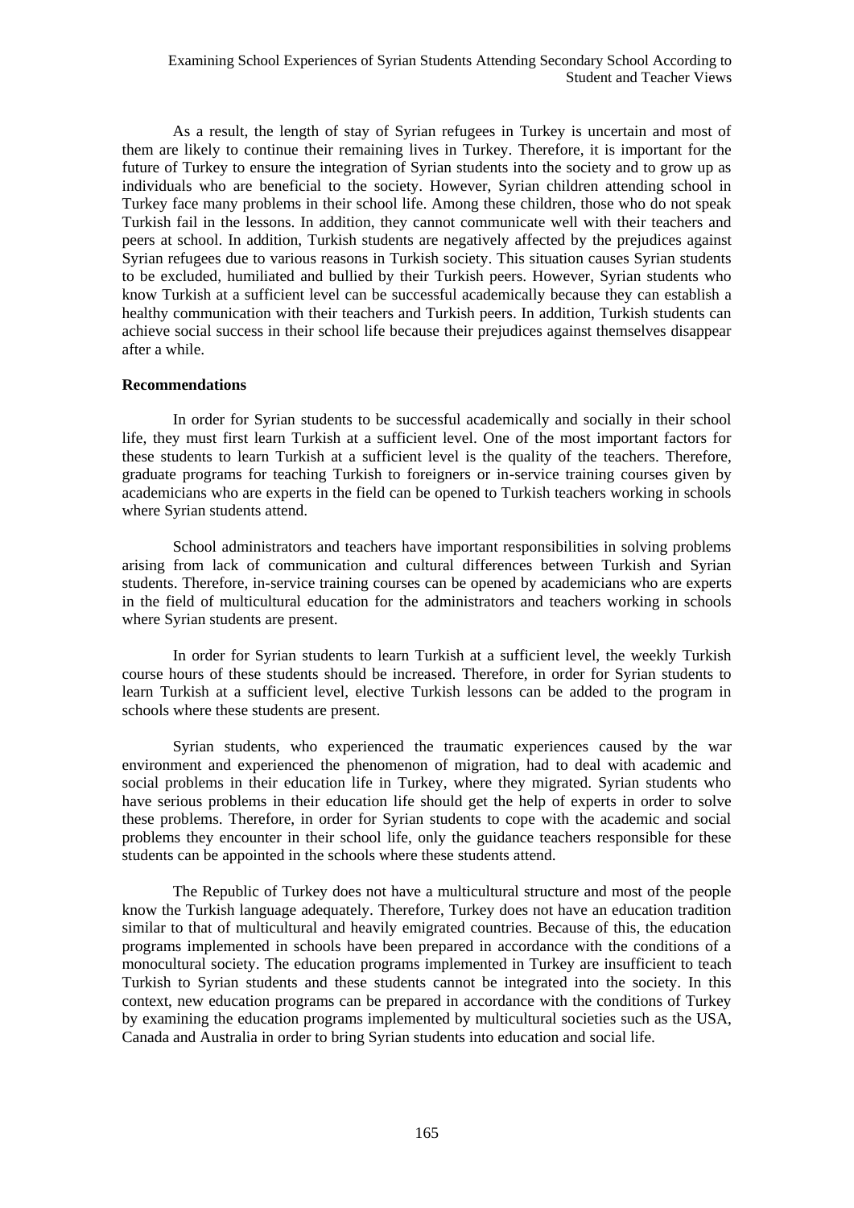As a result, the length of stay of Syrian refugees in Turkey is uncertain and most of them are likely to continue their remaining lives in Turkey. Therefore, it is important for the future of Turkey to ensure the integration of Syrian students into the society and to grow up as individuals who are beneficial to the society. However, Syrian children attending school in Turkey face many problems in their school life. Among these children, those who do not speak Turkish fail in the lessons. In addition, they cannot communicate well with their teachers and peers at school. In addition, Turkish students are negatively affected by the prejudices against Syrian refugees due to various reasons in Turkish society. This situation causes Syrian students to be excluded, humiliated and bullied by their Turkish peers. However, Syrian students who know Turkish at a sufficient level can be successful academically because they can establish a healthy communication with their teachers and Turkish peers. In addition, Turkish students can achieve social success in their school life because their prejudices against themselves disappear after a while.

**Recommendations**

In order for Syrian students to be successful academically and socially in their school life, they must first learn Turkish at a sufficient level. One of the most important factors for these students to learn Turkish at a sufficient level is the quality of the teachers. Therefore, graduate programs for teaching Turkish to foreigners or in-service training courses given by academicians who are experts in the field can be opened to Turkish teachers working in schools where Syrian students attend.

School administrators and teachers have important responsibilities in solving problems arising from lack of communication and cultural differences between Turkish and Syrian students. Therefore, in-service training courses can be opened by academicians who are experts in the field of multicultural education for the administrators and teachers working in schools where Syrian students are present.

In order for Syrian students to learn Turkish at a sufficient level, the weekly Turkish course hours of these students should be increased. Therefore, in order for Syrian students to learn Turkish at a sufficient level, elective Turkish lessons can be added to the program in schools where these students are present.

Syrian students, who experienced the traumatic experiences caused by the war environment and experienced the phenomenon of migration, had to deal with academic and social problems in their education life in Turkey, where they migrated. Syrian students who have serious problems in their education life should get the help of experts in order to solve these problems. Therefore, in order for Syrian students to cope with the academic and social problems they encounter in their school life, only the guidance teachers responsible for these students can be appointed in the schools where these students attend.

The Republic of Turkey does not have a multicultural structure and most of the people know the Turkish language adequately. Therefore, Turkey does not have an education tradition similar to that of multicultural and heavily emigrated countries. Because of this, the education programs implemented in schools have been prepared in accordance with the conditions of a monocultural society. The education programs implemented in Turkey are insufficient to teach Turkish to Syrian students and these students cannot be integrated into the society. In this context, new education programs can be prepared in accordance with the conditions of Turkey by examining the education programs implemented by multicultural societies such as the USA, Canada and Australia in order to bring Syrian students into education and social life.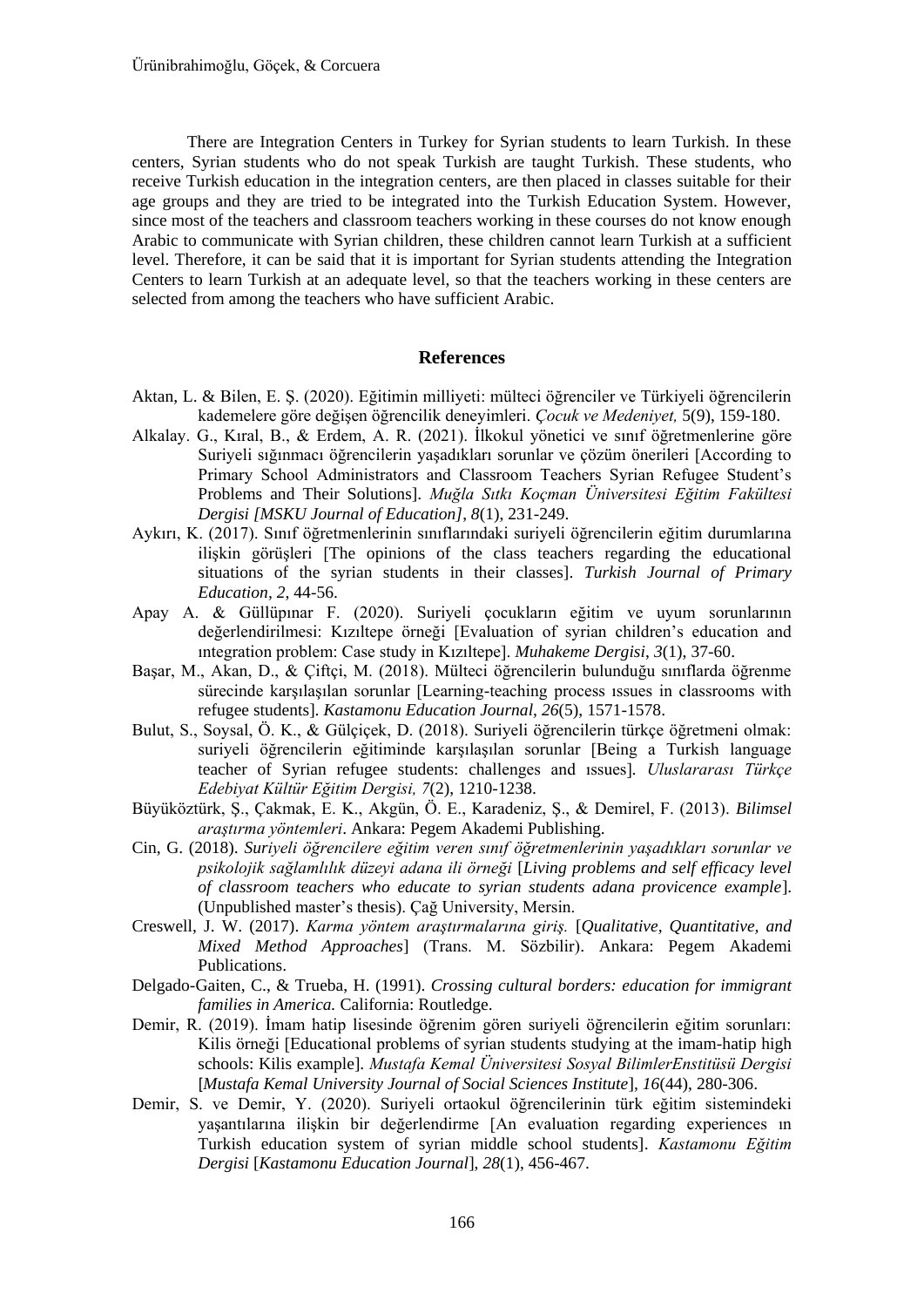There are Integration Centers in Turkey for Syrian students to learn Turkish. In these centers, Syrian students who do not speak Turkish are taught Turkish. These students, who receive Turkish education in the integration centers, are then placed in classes suitable for their age groups and they are tried to be integrated into the Turkish Education System. However, since most of the teachers and classroom teachers working in these courses do not know enough Arabic to communicate with Syrian children, these children cannot learn Turkish at a sufficient level. Therefore, it can be said that it is important for Syrian students attending the Integration Centers to learn Turkish at an adequate level, so that the teachers working in these centers are selected from among the teachers who have sufficient Arabic.

## References

Aktan, L. & Bilen, E. Ş. (2020). Eğitimin milliyeti: mülteci öğrenciler ve Türkiyeli öğrencilerin kademelere göre değişen öğrencilik deneyimleri. *Çocuk ve Medeniyet,* 5(9), 159-180.

Alkalay. G., Kıral, B., & Erdem, A. R. (2021). İlkokul yönetici ve sınıf öğretmenlerine göre Suriyeli sığınmacı öğrencilerin yaşadıkları sorunlar ve çözüm önerileri [According to Primary School Administrators and Classroom Teachers Syrian Refugee Student's Problems and Their Solutions]. *Muğla Sıtkı Koçman Üniversitesi Eğitim Fakültesi Dergisi [MSKU Journal of Education], 8*(1), 231-249.

Aykırı, K. (2017). Sınıf öğretmenlerinin sınıflarındaki suriyeli öğrencilerin eğitim durumlarına ilişkin görüşleri [The opinions of the class teachers regarding the educational situations of the syrian students in their classes]. *Turkish Journal of Primary Education, 2*, 44-56.

Apay A. & Güllüpınar F. (2020). Suriyeli çocukların eğitim ve uyum sorunlarının değerlendirilmesi: Kızıltepe örneği [Evaluation of syrian children's education and ıntegration problem: Case study in Kızıltepe]. *Muhakeme Dergisi, 3*(1), 37-60.

Başar, M., Akan, D., & Çiftçi, M. (2018). Mülteci öğrencilerin bulunduğu sınıflarda öğrenme sürecinde karşılaşılan sorunlar [Learning-teaching process ıssues in classrooms with refugee students]. *Kastamonu Education Journal, 26*(5), 1571-1578.

Bulut, S., Soysal, Ö. K., & Gülçiçek, D. (2018). Suriyeli öğrencilerin türkçe öğretmeni olmak: suriyeli öğrencilerin eğitiminde karşılaşılan sorunlar [Being a Turkish language teacher of Syrian refugee students: challenges and ıssues]. *Uluslararası Türkçe Edebiyat Kültür Eğitim Dergisi, 7*(2), 1210-1238.

Büyüköztürk, Ş., Çakmak, E. K., Akgün, Ö. E., Karadeniz, Ş., & Demirel, F. (2013). *Bilimsel araştırma yöntemleri*. Ankara: Pegem Akademi Publishing.

Cin, G. (2018). *Suriyeli öğrencilere eğitim veren sınıf öğretmenlerinin yaşadıkları sorunlar ve psikolojik sağlamlılık düzeyi adana ili örneği* [*Living problems and self efficacy level of classroom teachers who educate to syrian students adana provicence example*]. (Unpublished master's thesis). Çağ University, Mersin.

Creswell, J. W. (2017). *Karma yöntem araştırmalarına giriş.* [*Qualitative, Quantitative, and Mixed Method Approaches*] (Trans. M. Sözbilir). Ankara: Pegem Akademi Publications.

Delgado-Gaiten, C., & Trueba, H. (1991). *Crossing cultural borders: education for immigrant families in America.* California: Routledge.

Demir, R. (2019). İmam hatip lisesinde öğrenim gören suriyeli öğrencilerin eğitim sorunları: Kilis örneği [Educational problems of syrian students studying at the imam-hatip high schools: Kilis example]. *Mustafa Kemal Üniversitesi Sosyal BilimlerEnstitüsü Dergisi* [*Mustafa Kemal University Journal of Social Sciences Institute*], *16*(44), 280-306.

Demir, S. ve Demir, Y. (2020). Suriyeli ortaokul öğrencilerinin türk eğitim sistemindeki yaşantılarına ilişkin bir değerlendirme [An evaluation regarding experiences ın Turkish education system of syrian middle school students]. *Kastamonu Eğitim Dergisi* [*Kastamonu Education Journal*], *28*(1), 456-467.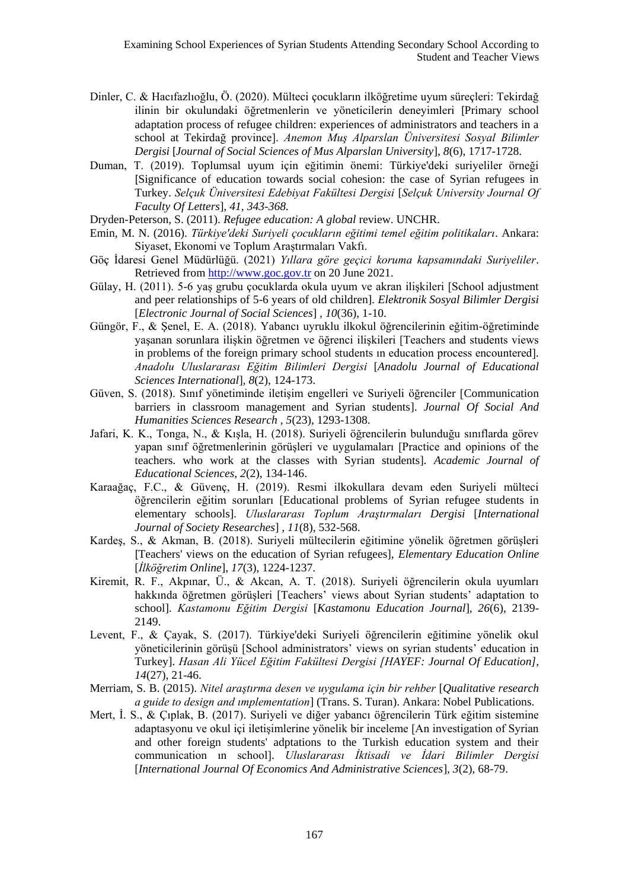Dinler, C. & Hacıfazlıoğlu, Ö. (2020). Mülteci çocukların ilköğretime uyum süreçleri: Tekirdağ ilinin bir okulundaki öğretmenlerin ve yöneticilerin deneyimleri [Primary school adaptation process of refugee children: experiences of administrators and teachers in a school at Tekirdağ province]. *Anemon Muş Alparslan Üniversitesi Sosyal Bilimler Dergisi* [*Journal of Social Sciences of Mus Alparslan University*], *8*(6), 1717-1728.

Duman, T. (2019). Toplumsal uyum için eğitimin önemi: Türkiye'deki suriyeliler örneği [Significance of education towards social cohesion: the case of Syrian refugees in Turkey. *Selçuk Üniversitesi Edebiyat Fakültesi Dergisi* [*Selçuk University Journal Of Faculty Of Letters*], *41, 343-368.*

Dryden-Peterson, S. (2011). *Refugee education: A global* review. UNCHR.

Emin, M. N. (2016). *Türkiye'deki Suriyeli çocukların eğitimi temel eğitim politikaları*. Ankara: Siyaset, Ekonomi ve Toplum Araştırmaları Vakfı.

Göç İdaresi Genel Müdürlüğü. (2021) *Yıllara göre geçici koruma kapsamındaki Suriyeliler*. Retrieved from http://www.goc.gov.tr on 20 June 2021.

Gülay, H. (2011). 5-6 yaş grubu çocuklarda okula uyum ve akran ilişkileri [School adjustment and peer relationships of 5-6 years of old children]. *Elektronik Sosyal Bilimler Dergisi* [*Electronic Journal of Social Sciences*] , *10*(36), 1-10.

Güngör, F., & Şenel, E. A. (2018). Yabancı uyruklu ilkokul öğrencilerinin eğitim-öğretiminde yaşanan sorunlara ilişkin öğretmen ve öğrenci ilişkileri [Teachers and students views in problems of the foreign primary school students ın education process encountered]. *Anadolu Uluslararası Eğitim Bilimleri Dergisi* [*Anadolu Journal of Educational Sciences International*], *8*(2), 124-173.

Güven, S. (2018). Sınıf yönetiminde iletişim engelleri ve Suriyeli öğrenciler [Communication barriers in classroom management and Syrian students]. *Journal Of Social And Humanities Sciences Research* , *5*(23), 1293-1308.

Jafari, K. K., Tonga, N., & Kışla, H. (2018). Suriyeli öğrencilerin bulunduğu sınıflarda görev yapan sınıf öğretmenlerinin görüşleri ve uygulamaları [Practice and opinions of the teachers. who work at the classes with Syrian students]. *Academic Journal of Educational Sciences, 2*(2), 134-146.

Karaağaç, F.C., & Güvenç, H. (2019). Resmi ilkokullara devam eden Suriyeli mülteci öğrencilerin eğitim sorunları [Educational problems of Syrian refugee students in elementary schools]. *Uluslararası Toplum Araştırmaları Dergisi* [*International Journal of Society Researches*] , *11*(8), 532-568.

Kardeş, S., & Akman, B. (2018). Suriyeli mültecilerin eğitimine yönelik öğretmen görüşleri [Teachers' views on the education of Syrian refugees], *Elementary Education Online* [*İlköğretim Online*], *17*(3), 1224-1237.

Kiremit, R. F., Akpınar, Ü., & Akcan, A. T. (2018). Suriyeli öğrencilerin okula uyumları hakkında öğretmen görüşleri [Teachers' views about Syrian students' adaptation to school]. *Kastamonu Eğitim Dergisi* [*Kastamonu Education Journal*], *26*(6), 2139-2149.

Levent, F., & Çayak, S. (2017). Türkiye'deki Suriyeli öğrencilerin eğitimine yönelik okul yöneticilerinin görüşü [School administrators' views on syrian students' education in Turkey]. *Hasan Ali Yücel Eğitim Fakültesi Dergisi [HAYEF: Journal Of Education]*, *14*(27), 21-46.

Merriam, S. B. (2015). *Nitel araştırma desen ve uygulama için bir rehber* [*Qualitative research a guide to design and ımplementation*] (Trans. S. Turan). Ankara: Nobel Publications.

Mert, İ. S., & Çıplak, B. (2017). Suriyeli ve diğer yabancı öğrencilerin Türk eğitim sistemine adaptasyonu ve okul içi iletişimlerine yönelik bir inceleme [An investigation of Syrian and other foreign students' adptations to the Turkish education system and their communication ın school]. *Uluslararası İktisadi ve İdari Bilimler Dergisi* [*International Journal Of Economics And Administrative Sciences*], *3*(2), 68-79.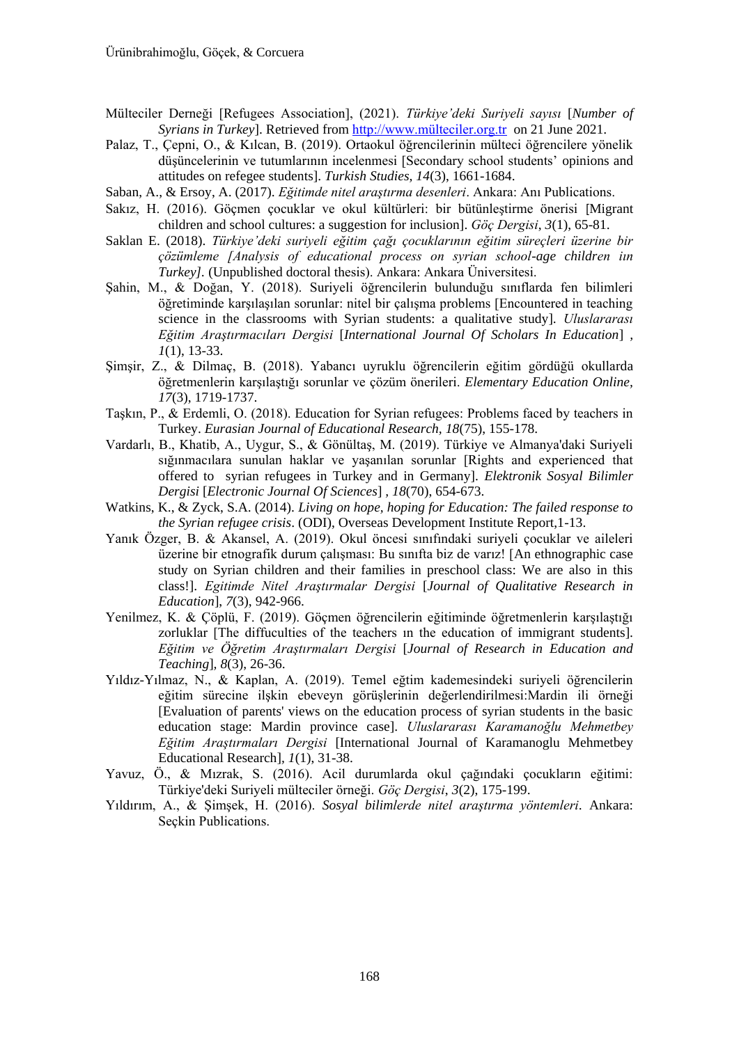Mülteciler Derneği [Refugees Association], (2021). *Türkiye'deki Suriyeli sayısı* [*Number of Syrians in Turkey*]. Retrieved from http://www.mülteciler.org.tr on 21 June 2021.

Palaz, T., Çepni, O., & Kılcan, B. (2019). Ortaokul öğrencilerinin mülteci öğrencilere yönelik düşüncelerinin ve tutumlarının incelenmesi [Secondary school students' opinions and attitudes on refegee students]. *Turkish Studies, 14*(3), 1661-1684.

Saban, A., & Ersoy, A. (2017). *Eğitimde nitel araştırma desenleri*. Ankara: Anı Publications.

Sakız, H. (2016). Göçmen çocuklar ve okul kültürleri: bir bütünleştirme önerisi [Migrant children and school cultures: a suggestion for inclusion]. *Göç Dergisi*, *3*(1), 65-81.

Saklan E. (2018). *Türkiye'deki suriyeli eğitim çağı çocuklarının eğitim süreçleri üzerine bir çözümleme [Analysis of educational process on syrian school-age children ıın Turkey]*. (Unpublished doctoral thesis). Ankara: Ankara Üniversitesi.

Şahin, M., & Doğan, Y. (2018). Suriyeli öğrencilerin bulunduğu sınıflarda fen bilimleri öğretiminde karşılaşılan sorunlar: nitel bir çalışma problems [Encountered in teaching science in the classrooms with Syrian students: a qualitative study]. *Uluslararası Eğitim Araştırmacıları Dergisi* [*International Journal Of Scholars In Education*] , *1*(1), 13-33.

Şimşir, Z., & Dilmaç, B. (2018). Yabancı uyruklu öğrencilerin eğitim gördüğü okullarda öğretmenlerin karşılaştığı sorunlar ve çözüm önerileri. *Elementary Education Online, 17*(3), 1719-1737.

Taşkın, P., & Erdemli, O. (2018). Education for Syrian refugees: Problems faced by teachers in Turkey. *Eurasian Journal of Educational Research, 18*(75), 155-178.

Vardarlı, B., Khatib, A., Uygur, S., & Gönültaş, M. (2019). Türkiye ve Almanya'daki Suriyeli sığınmacılara sunulan haklar ve yaşanılan sorunlar [Rights and experienced that offered to syrian refugees in Turkey and in Germany]. *Elektronik Sosyal Bilimler Dergisi* [*Electronic Journal Of Sciences*] , *18*(70), 654-673.

Watkins, K., & Zyck, S.A. (2014). *Living on hope, hoping for Education: The failed response to the Syrian refugee crisis*. (ODI), Overseas Development Institute Report,1-13.

Yanık Özger, B. & Akansel, A. (2019). Okul öncesi sınıfındaki suriyeli çocuklar ve aileleri üzerine bir etnografik durum çalışması: Bu sınıfta biz de varız! [An ethnographic case study on Syrian children and their families in preschool class: We are also in this class!]. *Egitimde Nitel Araştırmalar Dergisi* [*Journal of Qualitative Research in Education*], *7*(3), 942-966.

Yenilmez, K. & Çöplü, F. (2019). Göçmen öğrencilerin eğitiminde öğretmenlerin karşılaştığı zorluklar [The diffuculties of the teachers ın the education of immigrant students]. *Eğitim ve Öğretim Araştırmaları Dergisi* [*Journal of Research in Education and Teaching*], *8*(3), 26-36.

Yıldız-Yılmaz, N., & Kaplan, A. (2019). Temel eğtim kademesindeki suriyeli öğrencilerin eğitim sürecine ilşkin ebeveyn görüşlerinin değerlendirilmesi:Mardin ili örneği [Evaluation of parents' views on the education process of syrian students in the basic education stage: Mardin province case]. *Uluslararası Karamanoğlu Mehmetbey Eğitim Araştırmaları Dergisi* [International Journal of Karamanoglu Mehmetbey Educational Research], *1*(1), 31-38.

Yavuz, Ö., & Mızrak, S. (2016). Acil durumlarda okul çağındaki çocukların eğitimi: Türkiye'deki Suriyeli mülteciler örneği. *Göç Dergisi*, *3*(2), 175-199.

Yıldırım, A., & Şimşek, H. (2016). *Sosyal bilimlerde nitel araştırma yöntemleri*. Ankara: Seçkin Publications.